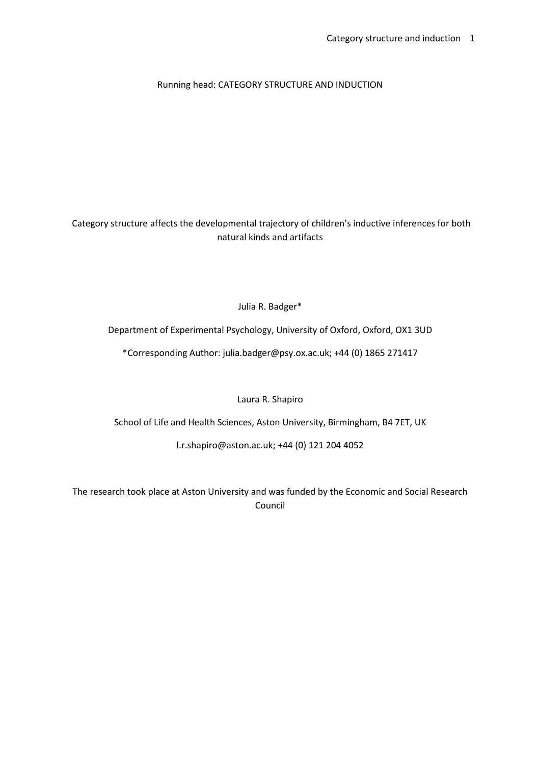Running head: CATEGORY STRUCTURE AND INDUCTION

# Category structure affects the developmental trajectory of children's inductive inferences for both natural kinds and artifacts

Julia R. Badger*

Department of Experimental Psychology, University of Oxford, Oxford, OX1 3UD

*Corresponding Author: julia.badger@psy.ox.ac.uk; +44 (0) 1865 271417

Laura R. Shapiro

School of Life and Health Sciences, Aston University, Birmingham, B4 7ET, UK

l.r.shapiro@aston.ac.uk; +44 (0) 121 204 4052

The research took place at Aston University and was funded by the Economic and Social Research Council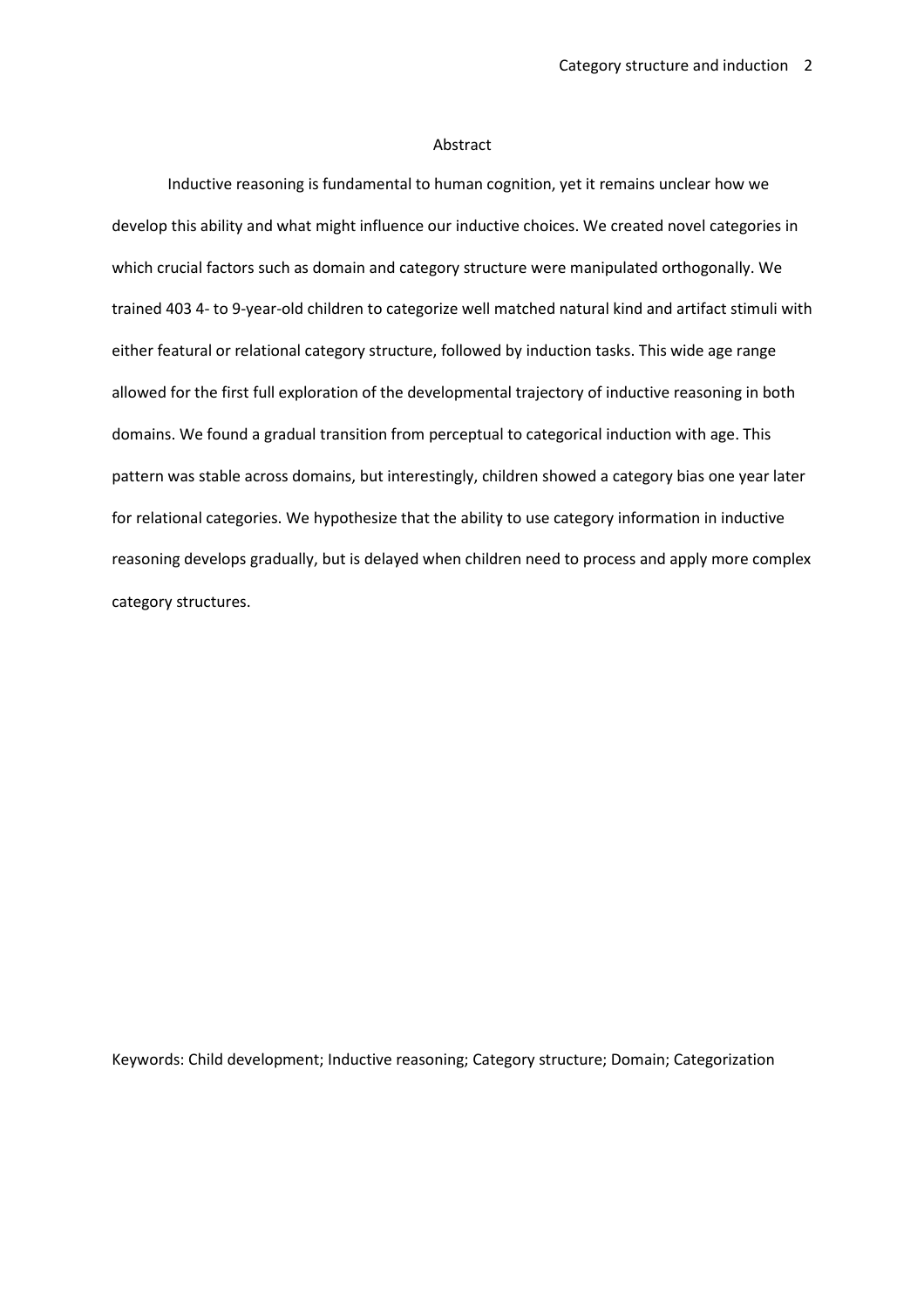## Abstract

Inductive reasoning is fundamental to human cognition, yet it remains unclear how we develop this ability and what might influence our inductive choices. We created novel categories in which crucial factors such as domain and category structure were manipulated orthogonally. We trained 403 4- to 9-year-old children to categorize well matched natural kind and artifact stimuli with either featural or relational category structure, followed by induction tasks. This wide age range allowed for the first full exploration of the developmental trajectory of inductive reasoning in both domains. We found a gradual transition from perceptual to categorical induction with age. This pattern was stable across domains, but interestingly, children showed a category bias one year later for relational categories. We hypothesize that the ability to use category information in inductive reasoning develops gradually, but is delayed when children need to process and apply more complex category structures.

Keywords: Child development; Inductive reasoning; Category structure; Domain; Categorization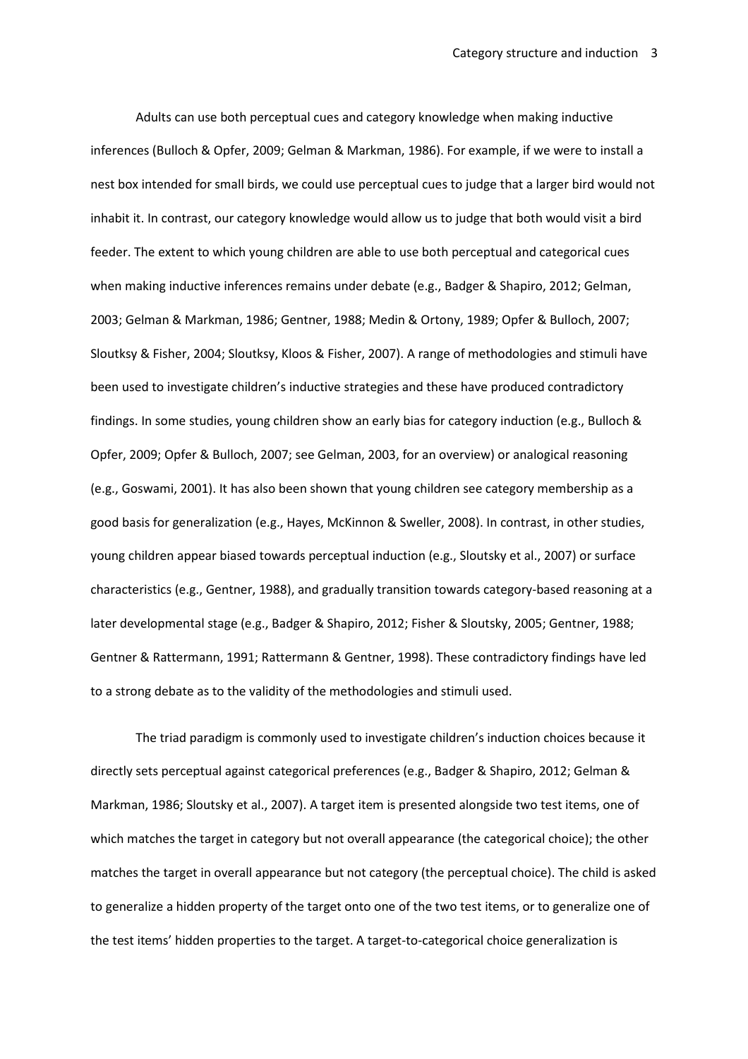Adults can use both perceptual cues and category knowledge when making inductive inferences (Bulloch & Opfer, 2009; Gelman & Markman, 1986). For example, if we were to install a nest box intended for small birds, we could use perceptual cues to judge that a larger bird would not inhabit it. In contrast, our category knowledge would allow us to judge that both would visit a bird feeder. The extent to which young children are able to use both perceptual and categorical cues when making inductive inferences remains under debate (e.g., Badger & Shapiro, 2012; Gelman, 2003; Gelman & Markman, 1986; Gentner, 1988; Medin & Ortony, 1989; Opfer & Bulloch, 2007; Sloutksy & Fisher, 2004; Sloutksy, Kloos & Fisher, 2007). A range of methodologies and stimuli have been used to investigate children's inductive strategies and these have produced contradictory findings. In some studies, young children show an early bias for category induction (e.g., Bulloch & Opfer, 2009; Opfer & Bulloch, 2007; see Gelman, 2003, for an overview) or analogical reasoning (e.g., Goswami, 2001). It has also been shown that young children see category membership as a good basis for generalization (e.g., Hayes, McKinnon & Sweller, 2008). In contrast, in other studies, young children appear biased towards perceptual induction (e.g., Sloutsky et al., 2007) or surface characteristics (e.g., Gentner, 1988), and gradually transition towards category-based reasoning at a later developmental stage (e.g., Badger & Shapiro, 2012; Fisher & Sloutsky, 2005; Gentner, 1988; Gentner & Rattermann, 1991; Rattermann & Gentner, 1998). These contradictory findings have led to a strong debate as to the validity of the methodologies and stimuli used.

The triad paradigm is commonly used to investigate children's induction choices because it directly sets perceptual against categorical preferences (e.g., Badger & Shapiro, 2012; Gelman & Markman, 1986; Sloutsky et al., 2007). A target item is presented alongside two test items, one of which matches the target in category but not overall appearance (the categorical choice); the other matches the target in overall appearance but not category (the perceptual choice). The child is asked to generalize a hidden property of the target onto one of the two test items, or to generalize one of the test items' hidden properties to the target. A target-to-categorical choice generalization is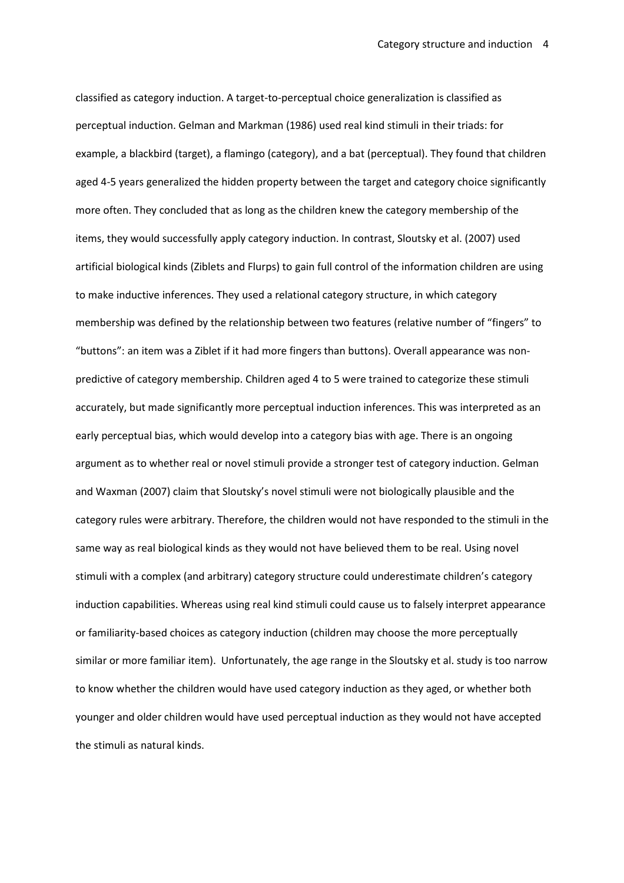classified as category induction. A target-to-perceptual choice generalization is classified as perceptual induction. Gelman and Markman (1986) used real kind stimuli in their triads: for example, a blackbird (target), a flamingo (category), and a bat (perceptual). They found that children aged 4-5 years generalized the hidden property between the target and category choice significantly more often. They concluded that as long as the children knew the category membership of the items, they would successfully apply category induction. In contrast, Sloutsky et al. (2007) used artificial biological kinds (Ziblets and Flurps) to gain full control of the information children are using to make inductive inferences. They used a relational category structure, in which category membership was defined by the relationship between two features (relative number of "fingers" to "buttons": an item was a Ziblet if it had more fingers than buttons). Overall appearance was non-predictive of category membership. Children aged 4 to 5 were trained to categorize these stimuli accurately, but made significantly more perceptual induction inferences. This was interpreted as an early perceptual bias, which would develop into a category bias with age. There is an ongoing argument as to whether real or novel stimuli provide a stronger test of category induction. Gelman and Waxman (2007) claim that Sloutsky's novel stimuli were not biologically plausible and the category rules were arbitrary. Therefore, the children would not have responded to the stimuli in the same way as real biological kinds as they would not have believed them to be real. Using novel stimuli with a complex (and arbitrary) category structure could underestimate children's category induction capabilities. Whereas using real kind stimuli could cause us to falsely interpret appearance or familiarity-based choices as category induction (children may choose the more perceptually similar or more familiar item). Unfortunately, the age range in the Sloutsky et al. study is too narrow to know whether the children would have used category induction as they aged, or whether both younger and older children would have used perceptual induction as they would not have accepted the stimuli as natural kinds.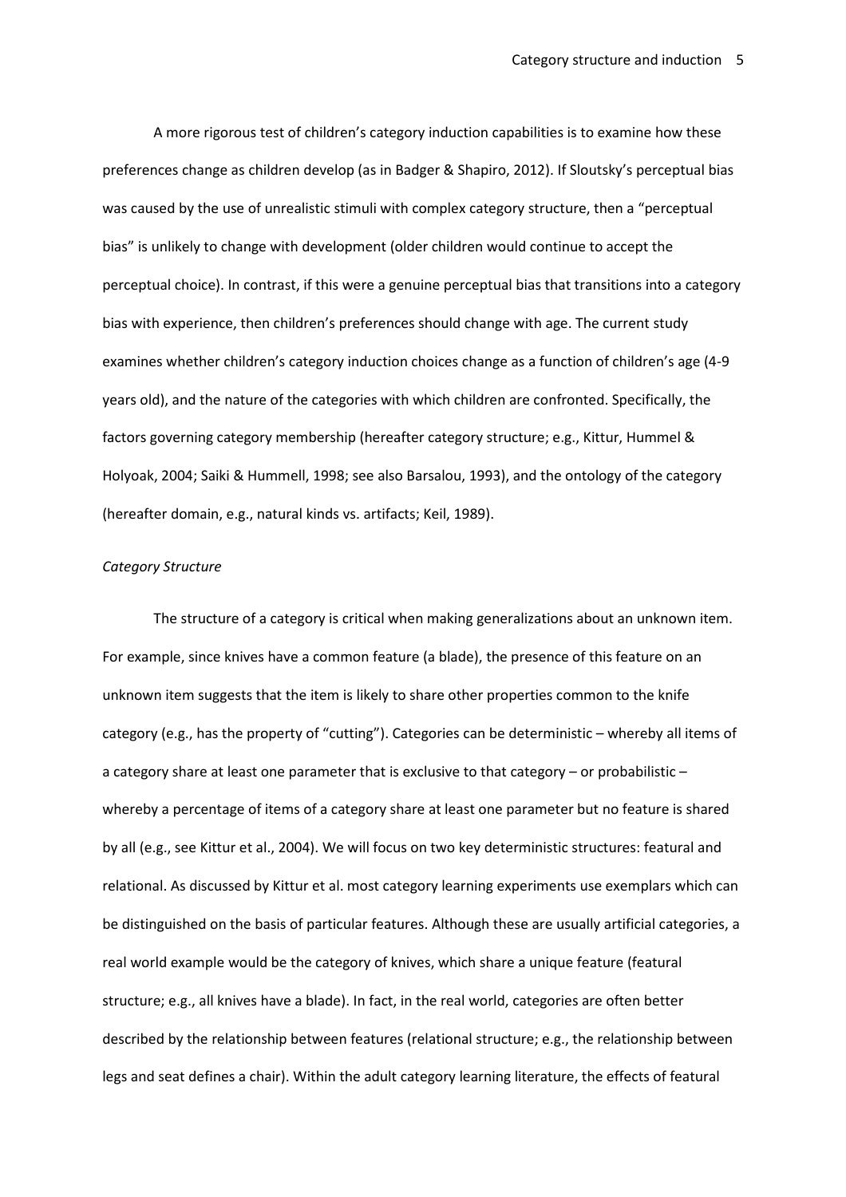A more rigorous test of children's category induction capabilities is to examine how these preferences change as children develop (as in Badger & Shapiro, 2012). If Sloutsky's perceptual bias was caused by the use of unrealistic stimuli with complex category structure, then a "perceptual bias" is unlikely to change with development (older children would continue to accept the perceptual choice). In contrast, if this were a genuine perceptual bias that transitions into a category bias with experience, then children's preferences should change with age. The current study examines whether children's category induction choices change as a function of children's age (4-9 years old), and the nature of the categories with which children are confronted. Specifically, the factors governing category membership (hereafter category structure; e.g., Kittur, Hummel & Holyoak, 2004; Saiki & Hummell, 1998; see also Barsalou, 1993), and the ontology of the category (hereafter domain, e.g., natural kinds vs. artifacts; Keil, 1989).

*Category Structure*

The structure of a category is critical when making generalizations about an unknown item. For example, since knives have a common feature (a blade), the presence of this feature on an unknown item suggests that the item is likely to share other properties common to the knife category (e.g., has the property of "cutting"). Categories can be deterministic – whereby all items of a category share at least one parameter that is exclusive to that category – or probabilistic – whereby a percentage of items of a category share at least one parameter but no feature is shared by all (e.g., see Kittur et al., 2004). We will focus on two key deterministic structures: featural and relational. As discussed by Kittur et al. most category learning experiments use exemplars which can be distinguished on the basis of particular features. Although these are usually artificial categories, a real world example would be the category of knives, which share a unique feature (featural structure; e.g., all knives have a blade). In fact, in the real world, categories are often better described by the relationship between features (relational structure; e.g., the relationship between legs and seat defines a chair). Within the adult category learning literature, the effects of featural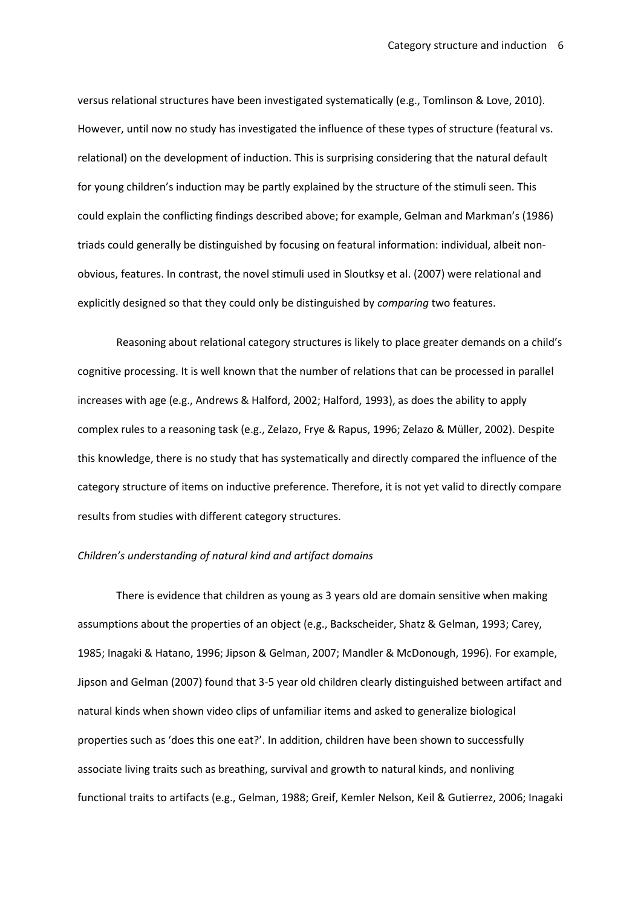versus relational structures have been investigated systematically (e.g., Tomlinson & Love, 2010). However, until now no study has investigated the influence of these types of structure (featural vs. relational) on the development of induction. This is surprising considering that the natural default for young children's induction may be partly explained by the structure of the stimuli seen. This could explain the conflicting findings described above; for example, Gelman and Markman's (1986) triads could generally be distinguished by focusing on featural information: individual, albeit non-obvious, features. In contrast, the novel stimuli used in Sloutksy et al. (2007) were relational and explicitly designed so that they could only be distinguished by *comparing* two features.

Reasoning about relational category structures is likely to place greater demands on a child's cognitive processing. It is well known that the number of relations that can be processed in parallel increases with age (e.g., Andrews & Halford, 2002; Halford, 1993), as does the ability to apply complex rules to a reasoning task (e.g., Zelazo, Frye & Rapus, 1996; Zelazo & Müller, 2002). Despite this knowledge, there is no study that has systematically and directly compared the influence of the category structure of items on inductive preference. Therefore, it is not yet valid to directly compare results from studies with different category structures.

*Children's understanding of natural kind and artifact domains*

There is evidence that children as young as 3 years old are domain sensitive when making assumptions about the properties of an object (e.g., Backscheider, Shatz & Gelman, 1993; Carey, 1985; Inagaki & Hatano, 1996; Jipson & Gelman, 2007; Mandler & McDonough, 1996). For example, Jipson and Gelman (2007) found that 3-5 year old children clearly distinguished between artifact and natural kinds when shown video clips of unfamiliar items and asked to generalize biological properties such as 'does this one eat?'. In addition, children have been shown to successfully associate living traits such as breathing, survival and growth to natural kinds, and nonliving functional traits to artifacts (e.g., Gelman, 1988; Greif, Kemler Nelson, Keil & Gutierrez, 2006; Inagaki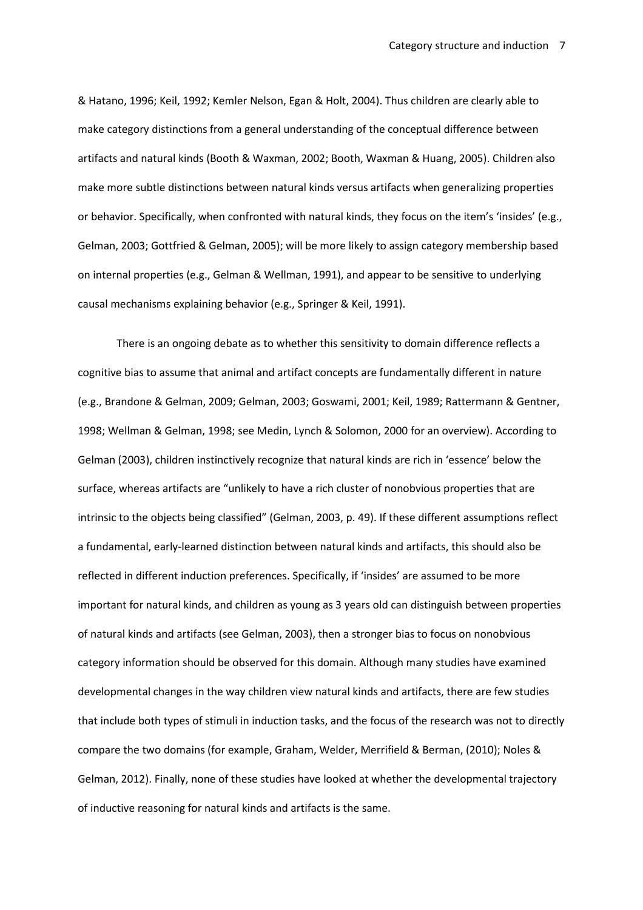& Hatano, 1996; Keil, 1992; Kemler Nelson, Egan & Holt, 2004). Thus children are clearly able to make category distinctions from a general understanding of the conceptual difference between artifacts and natural kinds (Booth & Waxman, 2002; Booth, Waxman & Huang, 2005). Children also make more subtle distinctions between natural kinds versus artifacts when generalizing properties or behavior. Specifically, when confronted with natural kinds, they focus on the item's 'insides' (e.g., Gelman, 2003; Gottfried & Gelman, 2005); will be more likely to assign category membership based on internal properties (e.g., Gelman & Wellman, 1991), and appear to be sensitive to underlying causal mechanisms explaining behavior (e.g., Springer & Keil, 1991).

There is an ongoing debate as to whether this sensitivity to domain difference reflects a cognitive bias to assume that animal and artifact concepts are fundamentally different in nature (e.g., Brandone & Gelman, 2009; Gelman, 2003; Goswami, 2001; Keil, 1989; Rattermann & Gentner, 1998; Wellman & Gelman, 1998; see Medin, Lynch & Solomon, 2000 for an overview). According to Gelman (2003), children instinctively recognize that natural kinds are rich in 'essence' below the surface, whereas artifacts are "unlikely to have a rich cluster of nonobvious properties that are intrinsic to the objects being classified" (Gelman, 2003, p. 49). If these different assumptions reflect a fundamental, early-learned distinction between natural kinds and artifacts, this should also be reflected in different induction preferences. Specifically, if 'insides' are assumed to be more important for natural kinds, and children as young as 3 years old can distinguish between properties of natural kinds and artifacts (see Gelman, 2003), then a stronger bias to focus on nonobvious category information should be observed for this domain. Although many studies have examined developmental changes in the way children view natural kinds and artifacts, there are few studies that include both types of stimuli in induction tasks, and the focus of the research was not to directly compare the two domains (for example, Graham, Welder, Merrifield & Berman, (2010); Noles & Gelman, 2012). Finally, none of these studies have looked at whether the developmental trajectory of inductive reasoning for natural kinds and artifacts is the same.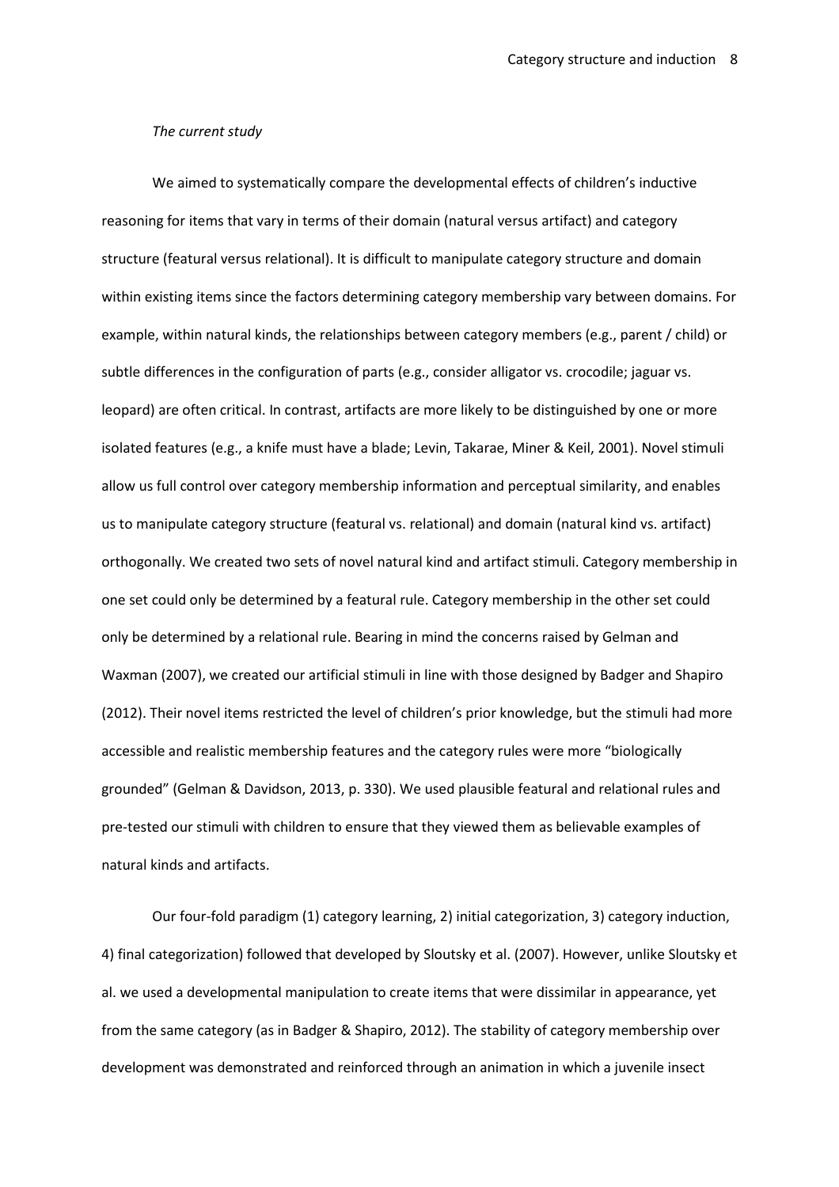*The current study*

We aimed to systematically compare the developmental effects of children's inductive reasoning for items that vary in terms of their domain (natural versus artifact) and category structure (featural versus relational). It is difficult to manipulate category structure and domain within existing items since the factors determining category membership vary between domains. For example, within natural kinds, the relationships between category members (e.g., parent / child) or subtle differences in the configuration of parts (e.g., consider alligator vs. crocodile; jaguar vs. leopard) are often critical. In contrast, artifacts are more likely to be distinguished by one or more isolated features (e.g., a knife must have a blade; Levin, Takarae, Miner & Keil, 2001). Novel stimuli allow us full control over category membership information and perceptual similarity, and enables us to manipulate category structure (featural vs. relational) and domain (natural kind vs. artifact) orthogonally. We created two sets of novel natural kind and artifact stimuli. Category membership in one set could only be determined by a featural rule. Category membership in the other set could only be determined by a relational rule. Bearing in mind the concerns raised by Gelman and Waxman (2007), we created our artificial stimuli in line with those designed by Badger and Shapiro (2012). Their novel items restricted the level of children's prior knowledge, but the stimuli had more accessible and realistic membership features and the category rules were more "biologically grounded" (Gelman & Davidson, 2013, p. 330). We used plausible featural and relational rules and pre-tested our stimuli with children to ensure that they viewed them as believable examples of natural kinds and artifacts.

Our four-fold paradigm (1) category learning, 2) initial categorization, 3) category induction, 4) final categorization) followed that developed by Sloutsky et al. (2007). However, unlike Sloutsky et al. we used a developmental manipulation to create items that were dissimilar in appearance, yet from the same category (as in Badger & Shapiro, 2012). The stability of category membership over development was demonstrated and reinforced through an animation in which a juvenile insect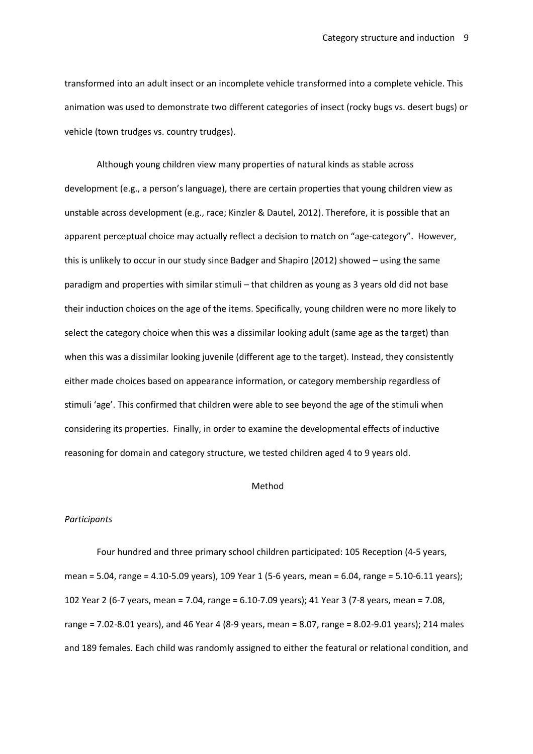transformed into an adult insect or an incomplete vehicle transformed into a complete vehicle. This animation was used to demonstrate two different categories of insect (rocky bugs vs. desert bugs) or vehicle (town trudges vs. country trudges).

Although young children view many properties of natural kinds as stable across development (e.g., a person's language), there are certain properties that young children view as unstable across development (e.g., race; Kinzler & Dautel, 2012). Therefore, it is possible that an apparent perceptual choice may actually reflect a decision to match on "age-category". However, this is unlikely to occur in our study since Badger and Shapiro (2012) showed – using the same paradigm and properties with similar stimuli – that children as young as 3 years old did not base their induction choices on the age of the items. Specifically, young children were no more likely to select the category choice when this was a dissimilar looking adult (same age as the target) than when this was a dissimilar looking juvenile (different age to the target). Instead, they consistently either made choices based on appearance information, or category membership regardless of stimuli 'age'. This confirmed that children were able to see beyond the age of the stimuli when considering its properties. Finally, in order to examine the developmental effects of inductive reasoning for domain and category structure, we tested children aged 4 to 9 years old.

## Method

### *Participants*

Four hundred and three primary school children participated: 105 Reception (4-5 years, mean = 5.04, range = 4.10-5.09 years), 109 Year 1 (5-6 years, mean = 6.04, range = 5.10-6.11 years); 102 Year 2 (6-7 years, mean = 7.04, range = 6.10-7.09 years); 41 Year 3 (7-8 years, mean = 7.08, range = 7.02-8.01 years), and 46 Year 4 (8-9 years, mean = 8.07, range = 8.02-9.01 years); 214 males and 189 females. Each child was randomly assigned to either the featural or relational condition, and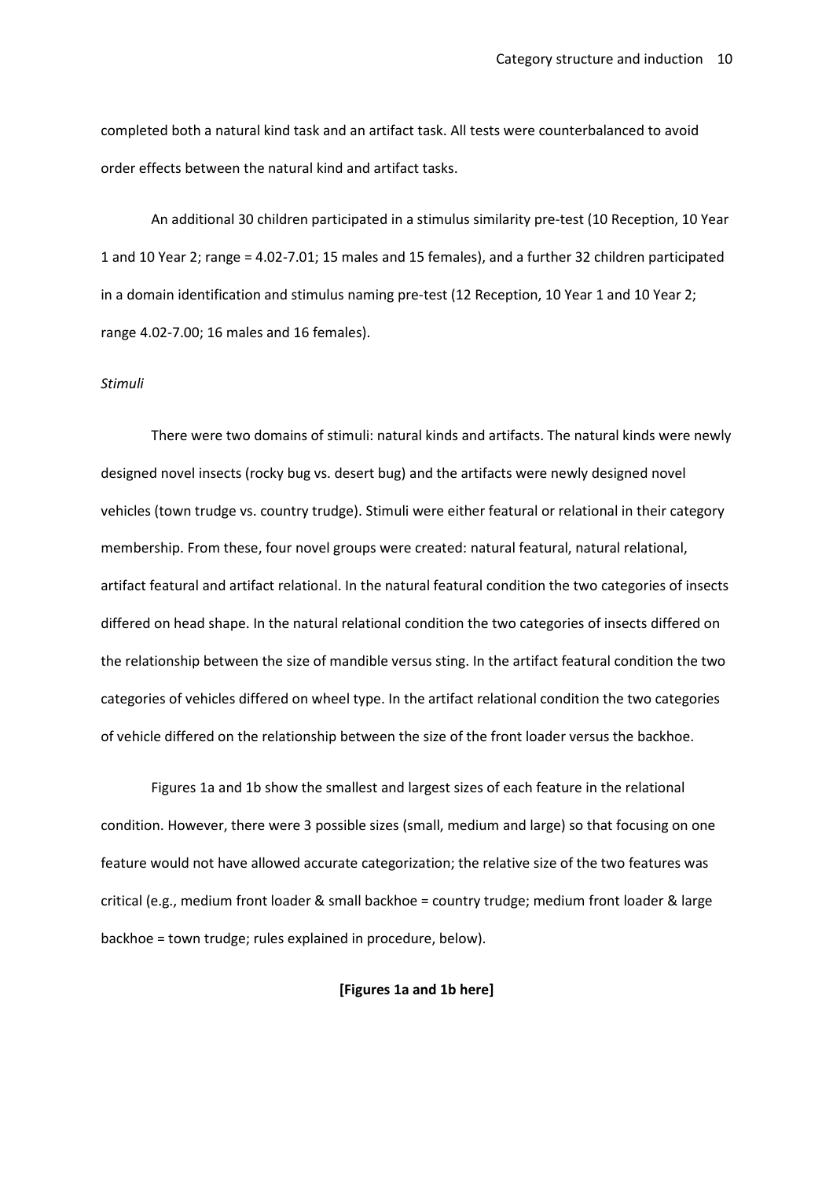completed both a natural kind task and an artifact task. All tests were counterbalanced to avoid order effects between the natural kind and artifact tasks.

An additional 30 children participated in a stimulus similarity pre-test (10 Reception, 10 Year 1 and 10 Year 2; range = 4.02-7.01; 15 males and 15 females), and a further 32 children participated in a domain identification and stimulus naming pre-test (12 Reception, 10 Year 1 and 10 Year 2; range 4.02-7.00; 16 males and 16 females).

*Stimuli*

There were two domains of stimuli: natural kinds and artifacts. The natural kinds were newly designed novel insects (rocky bug vs. desert bug) and the artifacts were newly designed novel vehicles (town trudge vs. country trudge). Stimuli were either featural or relational in their category membership. From these, four novel groups were created: natural featural, natural relational, artifact featural and artifact relational. In the natural featural condition the two categories of insects differed on head shape. In the natural relational condition the two categories of insects differed on the relationship between the size of mandible versus sting. In the artifact featural condition the two categories of vehicles differed on wheel type. In the artifact relational condition the two categories of vehicle differed on the relationship between the size of the front loader versus the backhoe.

Figures 1a and 1b show the smallest and largest sizes of each feature in the relational condition. However, there were 3 possible sizes (small, medium and large) so that focusing on one feature would not have allowed accurate categorization; the relative size of the two features was critical (e.g., medium front loader & small backhoe = country trudge; medium front loader & large backhoe = town trudge; rules explained in procedure, below).

**[Figures 1a and 1b here]**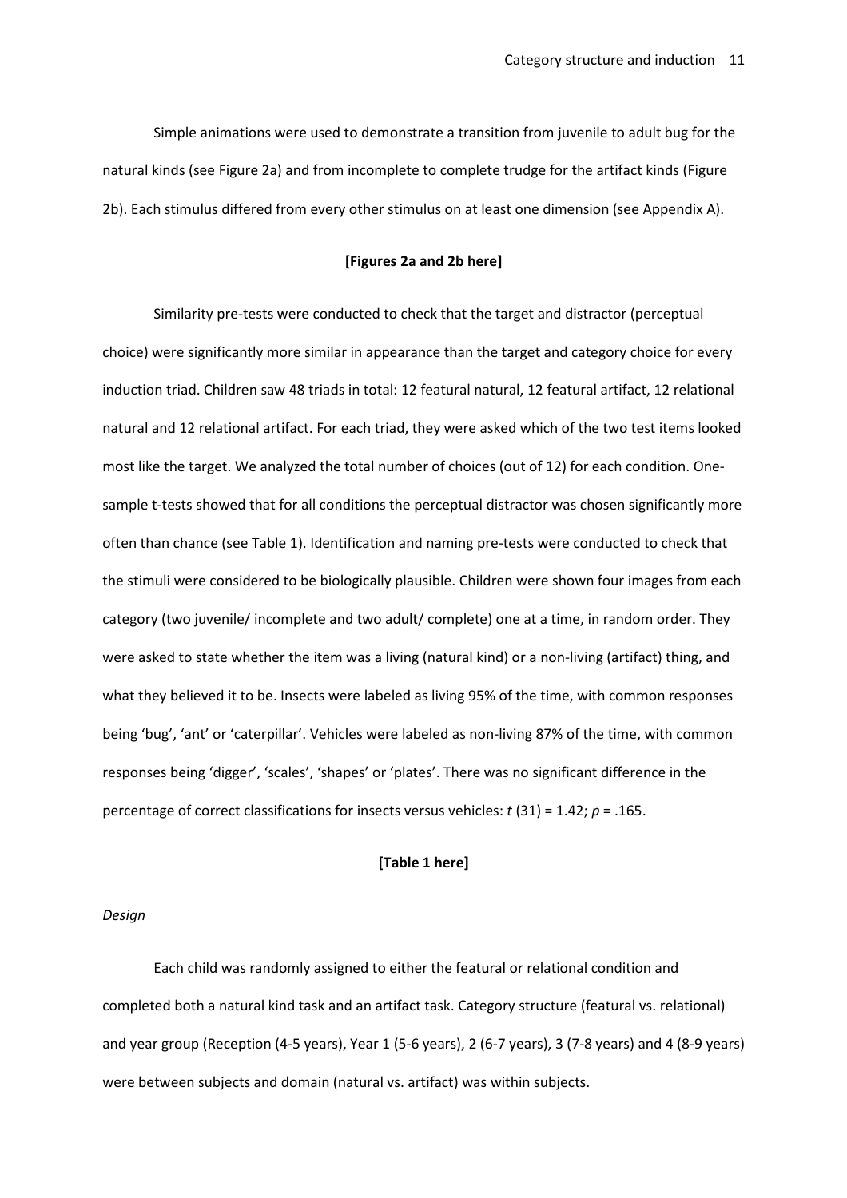Simple animations were used to demonstrate a transition from juvenile to adult bug for the natural kinds (see Figure 2a) and from incomplete to complete trudge for the artifact kinds (Figure 2b). Each stimulus differed from every other stimulus on at least one dimension (see Appendix A).

**[Figures 2a and 2b here]**

Similarity pre-tests were conducted to check that the target and distractor (perceptual choice) were significantly more similar in appearance than the target and category choice for every induction triad. Children saw 48 triads in total: 12 featural natural, 12 featural artifact, 12 relational natural and 12 relational artifact. For each triad, they were asked which of the two test items looked most like the target. We analyzed the total number of choices (out of 12) for each condition. One-sample t-tests showed that for all conditions the perceptual distractor was chosen significantly more often than chance (see Table 1). Identification and naming pre-tests were conducted to check that the stimuli were considered to be biologically plausible. Children were shown four images from each category (two juvenile/ incomplete and two adult/ complete) one at a time, in random order. They were asked to state whether the item was a living (natural kind) or a non-living (artifact) thing, and what they believed it to be. Insects were labeled as living 95% of the time, with common responses being 'bug', 'ant' or 'caterpillar'. Vehicles were labeled as non-living 87% of the time, with common responses being 'digger', 'scales', 'shapes' or 'plates'. There was no significant difference in the percentage of correct classifications for insects versus vehicles: $t$ (31) = 1.42; $p$ = .165.

**[Table 1 here]**

*Design*

Each child was randomly assigned to either the featural or relational condition and completed both a natural kind task and an artifact task. Category structure (featural vs. relational) and year group (Reception (4-5 years), Year 1 (5-6 years), 2 (6-7 years), 3 (7-8 years) and 4 (8-9 years) were between subjects and domain (natural vs. artifact) was within subjects.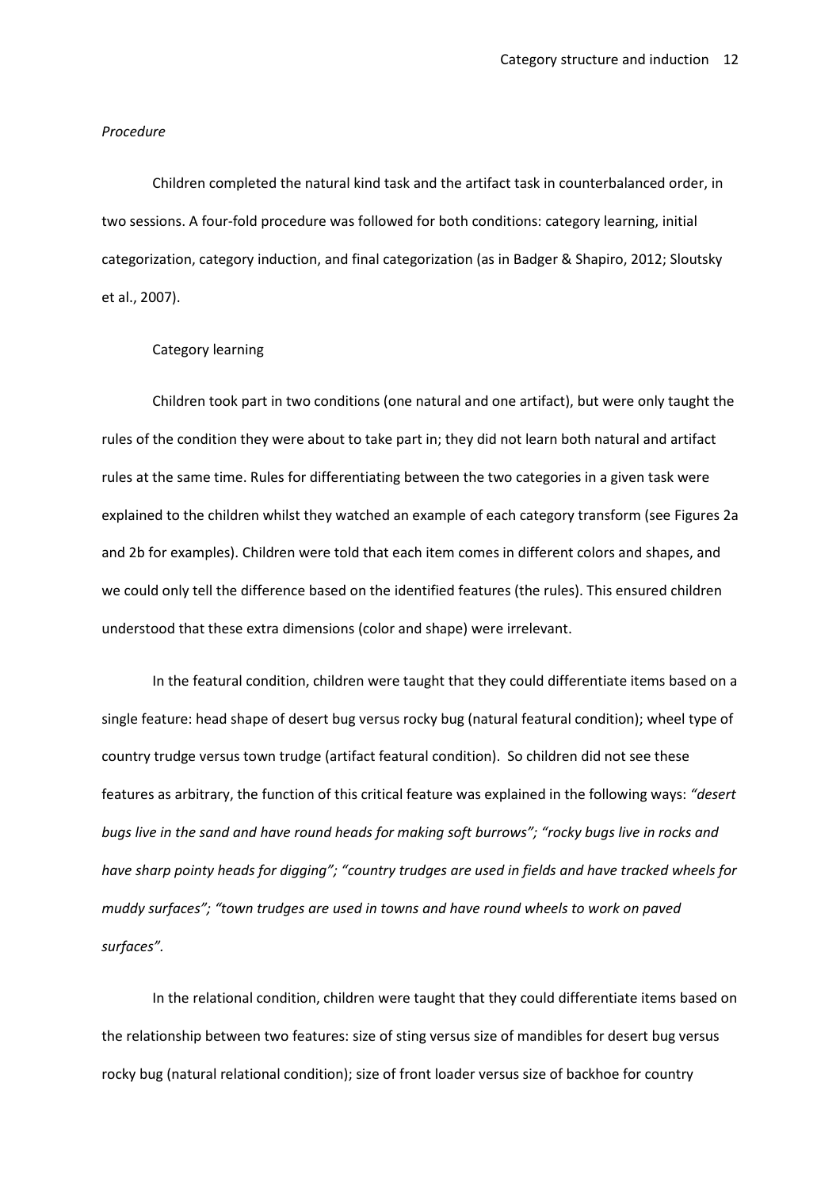*Procedure*

Children completed the natural kind task and the artifact task in counterbalanced order, in two sessions. A four-fold procedure was followed for both conditions: category learning, initial categorization, category induction, and final categorization (as in Badger & Shapiro, 2012; Sloutsky et al., 2007).

Category learning

Children took part in two conditions (one natural and one artifact), but were only taught the rules of the condition they were about to take part in; they did not learn both natural and artifact rules at the same time. Rules for differentiating between the two categories in a given task were explained to the children whilst they watched an example of each category transform (see Figures 2a and 2b for examples). Children were told that each item comes in different colors and shapes, and we could only tell the difference based on the identified features (the rules). This ensured children understood that these extra dimensions (color and shape) were irrelevant.

In the featural condition, children were taught that they could differentiate items based on a single feature: head shape of desert bug versus rocky bug (natural featural condition); wheel type of country trudge versus town trudge (artifact featural condition). So children did not see these features as arbitrary, the function of this critical feature was explained in the following ways: *"desert bugs live in the sand and have round heads for making soft burrows"; "rocky bugs live in rocks and have sharp pointy heads for digging"; "country trudges are used in fields and have tracked wheels for muddy surfaces"; "town trudges are used in towns and have round wheels to work on paved surfaces".*

In the relational condition, children were taught that they could differentiate items based on the relationship between two features: size of sting versus size of mandibles for desert bug versus rocky bug (natural relational condition); size of front loader versus size of backhoe for country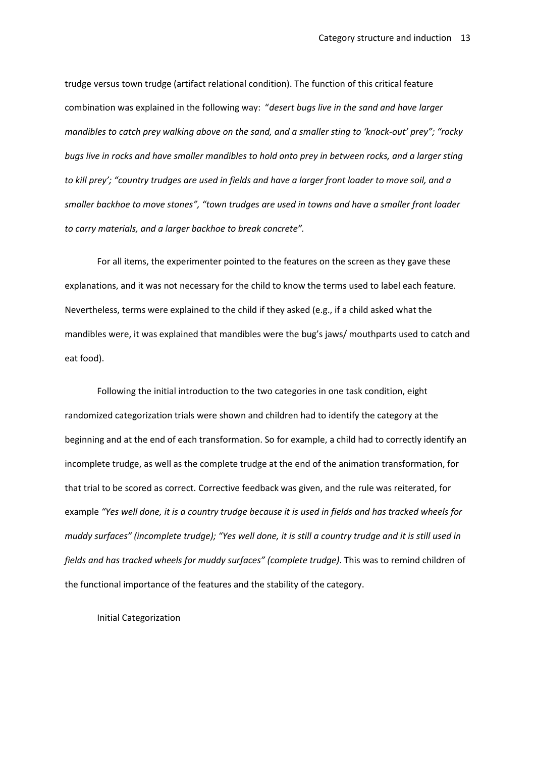trudge versus town trudge (artifact relational condition). The function of this critical feature combination was explained in the following way: "*desert bugs live in the sand and have larger mandibles to catch prey walking above on the sand, and a smaller sting to 'knock-out' prey"; "rocky bugs live in rocks and have smaller mandibles to hold onto prey in between rocks, and a larger sting to kill prey'; "country trudges are used in fields and have a larger front loader to move soil, and a smaller backhoe to move stones", "town trudges are used in towns and have a smaller front loader to carry materials, and a larger backhoe to break concrete".*

For all items, the experimenter pointed to the features on the screen as they gave these explanations, and it was not necessary for the child to know the terms used to label each feature. Nevertheless, terms were explained to the child if they asked (e.g., if a child asked what the mandibles were, it was explained that mandibles were the bug's jaws/ mouthparts used to catch and eat food).

Following the initial introduction to the two categories in one task condition, eight randomized categorization trials were shown and children had to identify the category at the beginning and at the end of each transformation. So for example, a child had to correctly identify an incomplete trudge, as well as the complete trudge at the end of the animation transformation, for that trial to be scored as correct. Corrective feedback was given, and the rule was reiterated, for example *"Yes well done, it is a country trudge because it is used in fields and has tracked wheels for muddy surfaces" (incomplete trudge); "Yes well done, it is still a country trudge and it is still used in fields and has tracked wheels for muddy surfaces" (complete trudge)*. This was to remind children of the functional importance of the features and the stability of the category.

Initial Categorization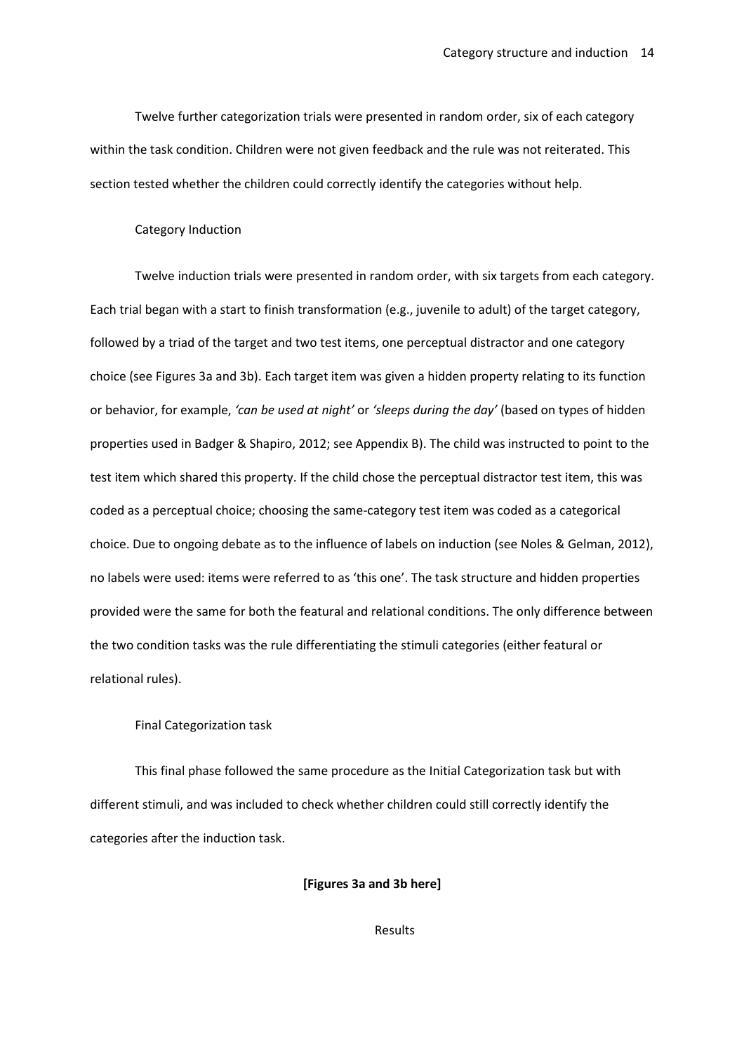Twelve further categorization trials were presented in random order, six of each category within the task condition. Children were not given feedback and the rule was not reiterated. This section tested whether the children could correctly identify the categories without help.

### Category Induction

Twelve induction trials were presented in random order, with six targets from each category. Each trial began with a start to finish transformation (e.g., juvenile to adult) of the target category, followed by a triad of the target and two test items, one perceptual distractor and one category choice (see Figures 3a and 3b). Each target item was given a hidden property relating to its function or behavior, for example, *'can be used at night'* or *'sleeps during the day'* (based on types of hidden properties used in Badger & Shapiro, 2012; see Appendix B). The child was instructed to point to the test item which shared this property. If the child chose the perceptual distractor test item, this was coded as a perceptual choice; choosing the same-category test item was coded as a categorical choice. Due to ongoing debate as to the influence of labels on induction (see Noles & Gelman, 2012), no labels were used: items were referred to as 'this one'. The task structure and hidden properties provided were the same for both the featural and relational conditions. The only difference between the two condition tasks was the rule differentiating the stimuli categories (either featural or relational rules).

### Final Categorization task

This final phase followed the same procedure as the Initial Categorization task but with different stimuli, and was included to check whether children could still correctly identify the categories after the induction task.

**[Figures 3a and 3b here]**

## Results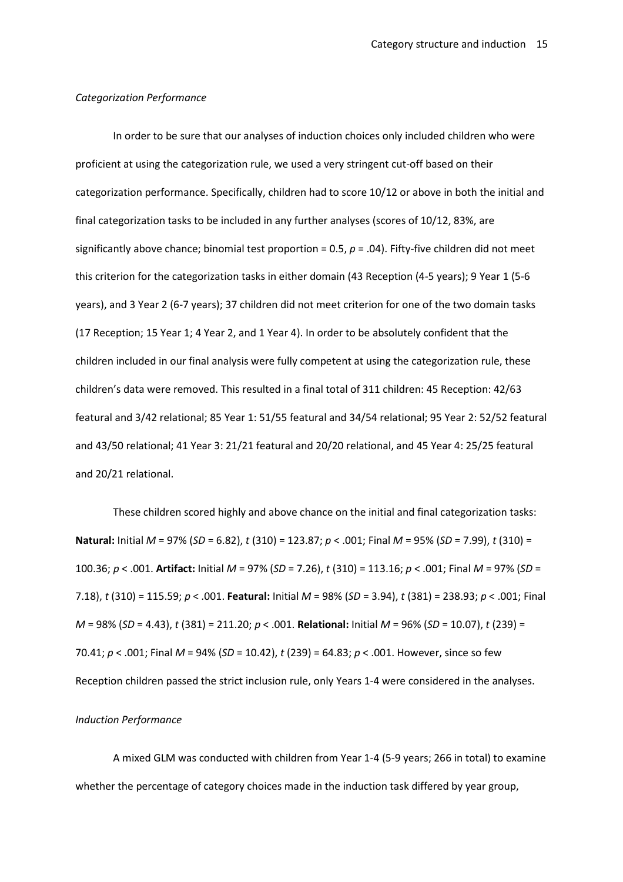*Categorization Performance*

In order to be sure that our analyses of induction choices only included children who were proficient at using the categorization rule, we used a very stringent cut-off based on their categorization performance. Specifically, children had to score 10/12 or above in both the initial and final categorization tasks to be included in any further analyses (scores of 10/12, 83%, are significantly above chance; binomial test proportion = 0.5, $p$ = .04). Fifty-five children did not meet this criterion for the categorization tasks in either domain (43 Reception (4-5 years); 9 Year 1 (5-6 years), and 3 Year 2 (6-7 years); 37 children did not meet criterion for one of the two domain tasks (17 Reception; 15 Year 1; 4 Year 2, and 1 Year 4). In order to be absolutely confident that the children included in our final analysis were fully competent at using the categorization rule, these children's data were removed. This resulted in a final total of 311 children: 45 Reception: 42/63 featural and 3/42 relational; 85 Year 1: 51/55 featural and 34/54 relational; 95 Year 2: 52/52 featural and 43/50 relational; 41 Year 3: 21/21 featural and 20/20 relational, and 45 Year 4: 25/25 featural and 20/21 relational.

These children scored highly and above chance on the initial and final categorization tasks: **Natural:** Initial $M$ = 97% ($SD$ = 6.82), $t$ (310) = 123.87; $p$ < .001; Final $M$ = 95% ($SD$ = 7.99), $t$ (310) = 100.36; $p$ < .001. **Artifact:** Initial $M$ = 97% ($SD$ = 7.26), $t$ (310) = 113.16; $p$ < .001; Final $M$ = 97% ($SD$ = 7.18), $t$ (310) = 115.59; $p$ < .001. **Featural:** Initial $M$ = 98% ($SD$ = 3.94), $t$ (381) = 238.93; $p$ < .001; Final $M$ = 98% ($SD$ = 4.43), $t$ (381) = 211.20; $p$ < .001. **Relational:** Initial $M$ = 96% ($SD$ = 10.07), $t$ (239) = 70.41; $p$ < .001; Final $M$ = 94% ($SD$ = 10.42), $t$ (239) = 64.83; $p$ < .001. However, since so few Reception children passed the strict inclusion rule, only Years 1-4 were considered in the analyses.

*Induction Performance*

A mixed GLM was conducted with children from Year 1-4 (5-9 years; 266 in total) to examine whether the percentage of category choices made in the induction task differed by year group,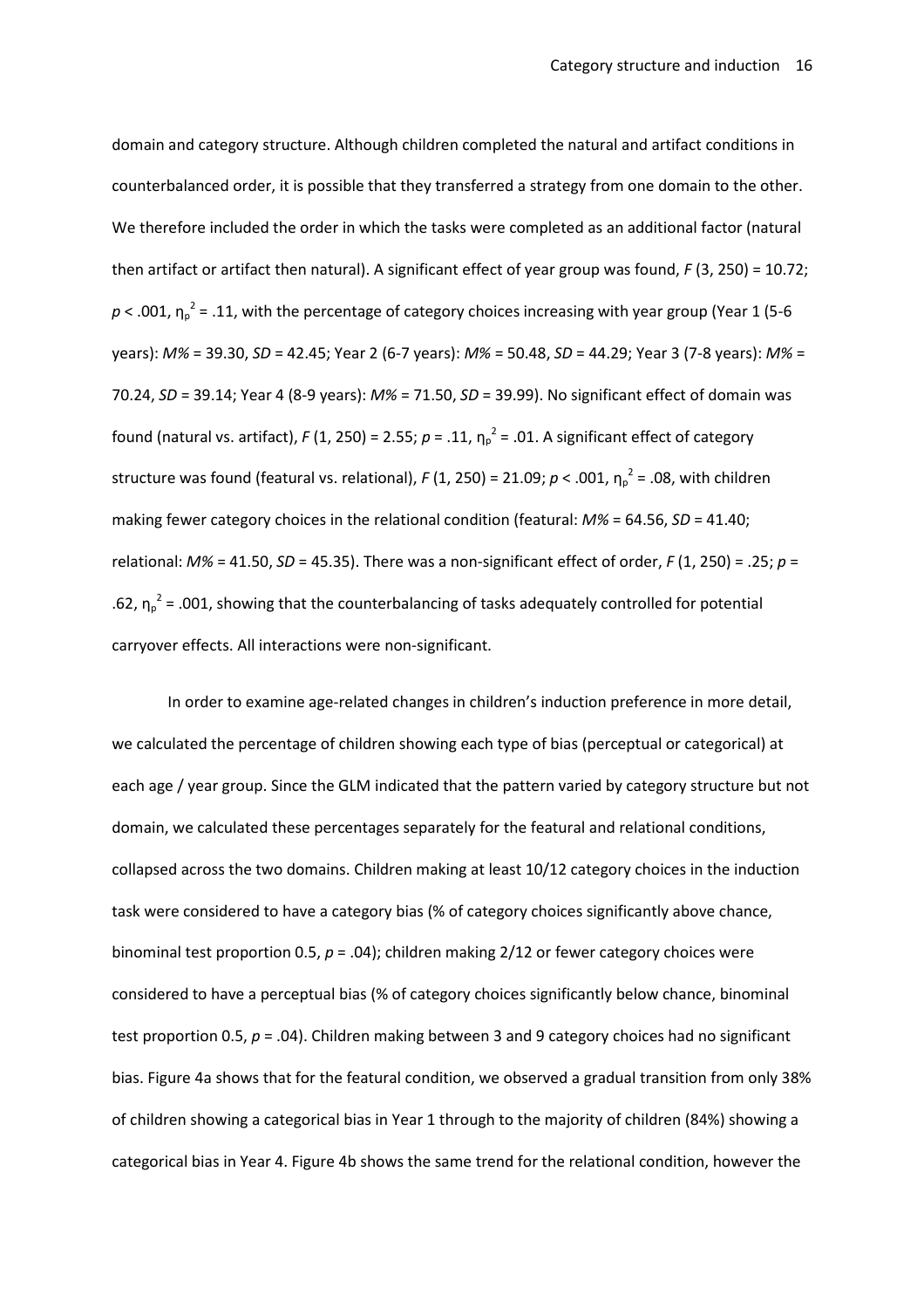domain and category structure. Although children completed the natural and artifact conditions in counterbalanced order, it is possible that they transferred a strategy from one domain to the other. We therefore included the order in which the tasks were completed as an additional factor (natural then artifact or artifact then natural). A significant effect of year group was found, $F$ (3, 250) = 10.72; $p < .001$, $\eta_p^2 = .11$, with the percentage of category choices increasing with year group (Year 1 (5-6 years): *M%* = 39.30, *SD* = 42.45; Year 2 (6-7 years): *M%* = 50.48, *SD* = 44.29; Year 3 (7-8 years): *M%* = 70.24, *SD* = 39.14; Year 4 (8-9 years): *M%* = 71.50, *SD* = 39.99). No significant effect of domain was found (natural vs. artifact), $F$ (1, 250) = 2.55; $p = .11$, $\eta_p^2 = .01$. A significant effect of category structure was found (featural vs. relational), $F$ (1, 250) = 21.09; $p < .001$, $\eta_p^2 = .08$, with children making fewer category choices in the relational condition (featural: *M%* = 64.56, *SD* = 41.40; relational: *M%* = 41.50, *SD* = 45.35). There was a non-significant effect of order, $F$ (1, 250) = .25; $p$ = .62, $\eta_p^2 = .001$, showing that the counterbalancing of tasks adequately controlled for potential carryover effects. All interactions were non-significant.

In order to examine age-related changes in children's induction preference in more detail, we calculated the percentage of children showing each type of bias (perceptual or categorical) at each age / year group. Since the GLM indicated that the pattern varied by category structure but not domain, we calculated these percentages separately for the featural and relational conditions, collapsed across the two domains. Children making at least 10/12 category choices in the induction task were considered to have a category bias (% of category choices significantly above chance, binominal test proportion 0.5, $p = .04$); children making 2/12 or fewer category choices were considered to have a perceptual bias (% of category choices significantly below chance, binominal test proportion 0.5, $p = .04$). Children making between 3 and 9 category choices had no significant bias. Figure 4a shows that for the featural condition, we observed a gradual transition from only 38% of children showing a categorical bias in Year 1 through to the majority of children (84%) showing a categorical bias in Year 4. Figure 4b shows the same trend for the relational condition, however the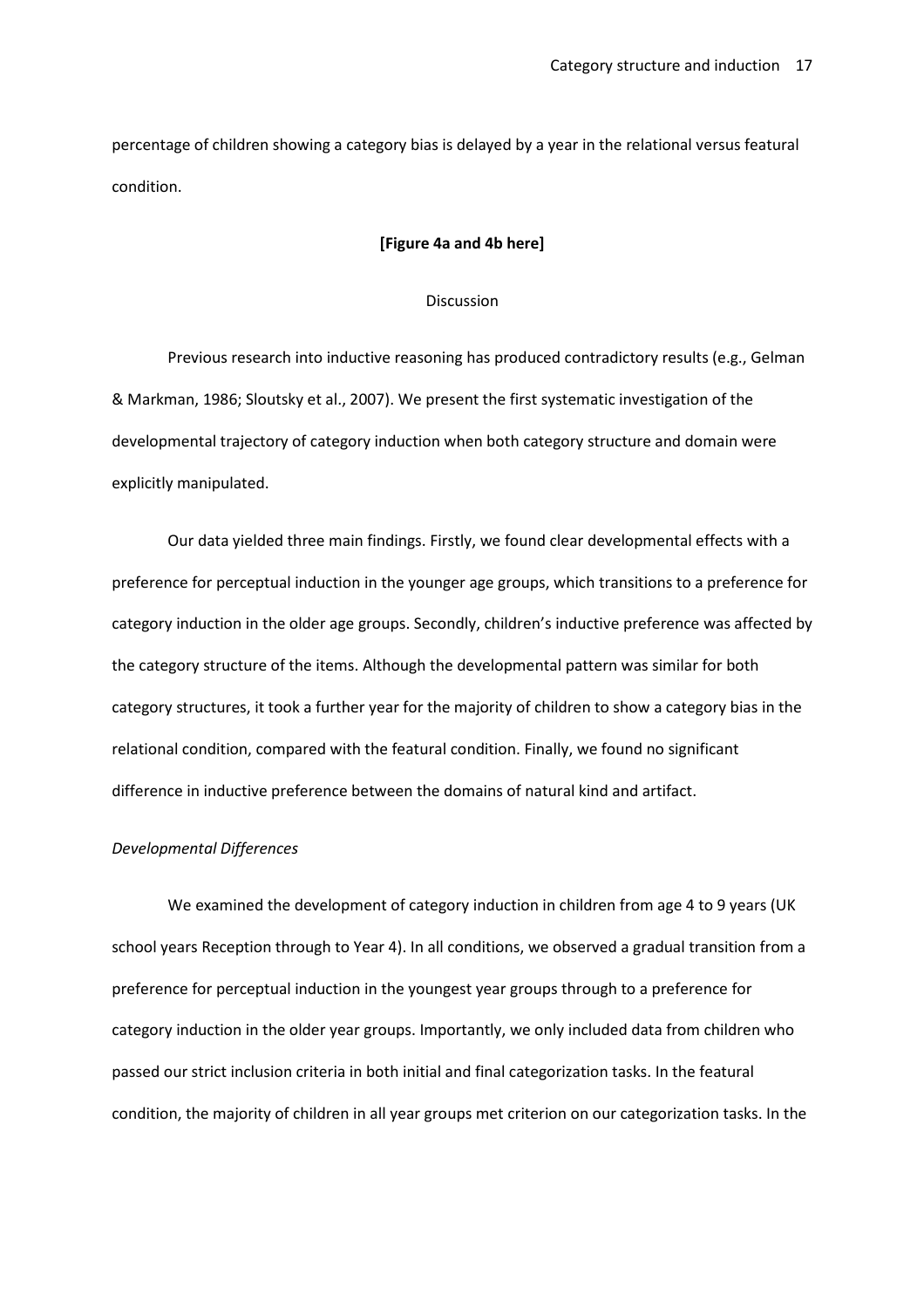percentage of children showing a category bias is delayed by a year in the relational versus featural condition.

**[Figure 4a and 4b here]**

## Discussion

Previous research into inductive reasoning has produced contradictory results (e.g., Gelman & Markman, 1986; Sloutsky et al., 2007). We present the first systematic investigation of the developmental trajectory of category induction when both category structure and domain were explicitly manipulated.

Our data yielded three main findings. Firstly, we found clear developmental effects with a preference for perceptual induction in the younger age groups, which transitions to a preference for category induction in the older age groups. Secondly, children's inductive preference was affected by the category structure of the items. Although the developmental pattern was similar for both category structures, it took a further year for the majority of children to show a category bias in the relational condition, compared with the featural condition. Finally, we found no significant difference in inductive preference between the domains of natural kind and artifact.

### *Developmental Differences*

We examined the development of category induction in children from age 4 to 9 years (UK school years Reception through to Year 4). In all conditions, we observed a gradual transition from a preference for perceptual induction in the youngest year groups through to a preference for category induction in the older year groups. Importantly, we only included data from children who passed our strict inclusion criteria in both initial and final categorization tasks. In the featural condition, the majority of children in all year groups met criterion on our categorization tasks. In the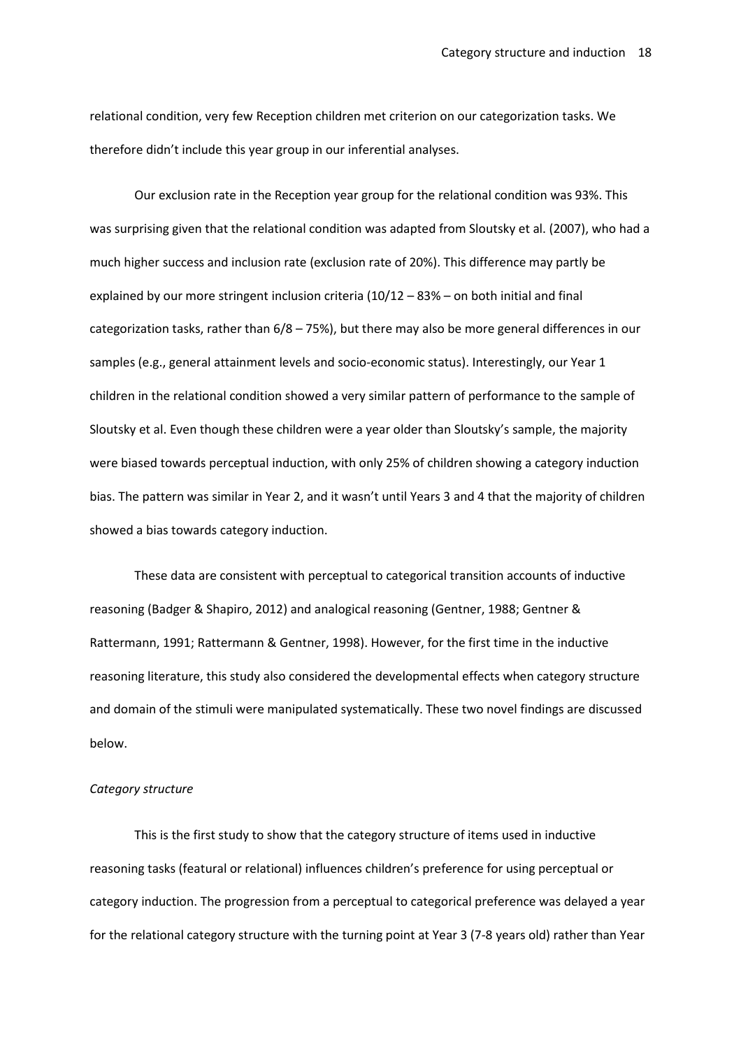relational condition, very few Reception children met criterion on our categorization tasks. We therefore didn't include this year group in our inferential analyses.

Our exclusion rate in the Reception year group for the relational condition was 93%. This was surprising given that the relational condition was adapted from Sloutsky et al. (2007), who had a much higher success and inclusion rate (exclusion rate of 20%). This difference may partly be explained by our more stringent inclusion criteria (10/12 – 83% – on both initial and final categorization tasks, rather than 6/8 – 75%), but there may also be more general differences in our samples (e.g., general attainment levels and socio-economic status). Interestingly, our Year 1 children in the relational condition showed a very similar pattern of performance to the sample of Sloutsky et al. Even though these children were a year older than Sloutsky's sample, the majority were biased towards perceptual induction, with only 25% of children showing a category induction bias. The pattern was similar in Year 2, and it wasn't until Years 3 and 4 that the majority of children showed a bias towards category induction.

These data are consistent with perceptual to categorical transition accounts of inductive reasoning (Badger & Shapiro, 2012) and analogical reasoning (Gentner, 1988; Gentner & Rattermann, 1991; Rattermann & Gentner, 1998). However, for the first time in the inductive reasoning literature, this study also considered the developmental effects when category structure and domain of the stimuli were manipulated systematically. These two novel findings are discussed below.

*Category structure*

This is the first study to show that the category structure of items used in inductive reasoning tasks (featural or relational) influences children's preference for using perceptual or category induction. The progression from a perceptual to categorical preference was delayed a year for the relational category structure with the turning point at Year 3 (7-8 years old) rather than Year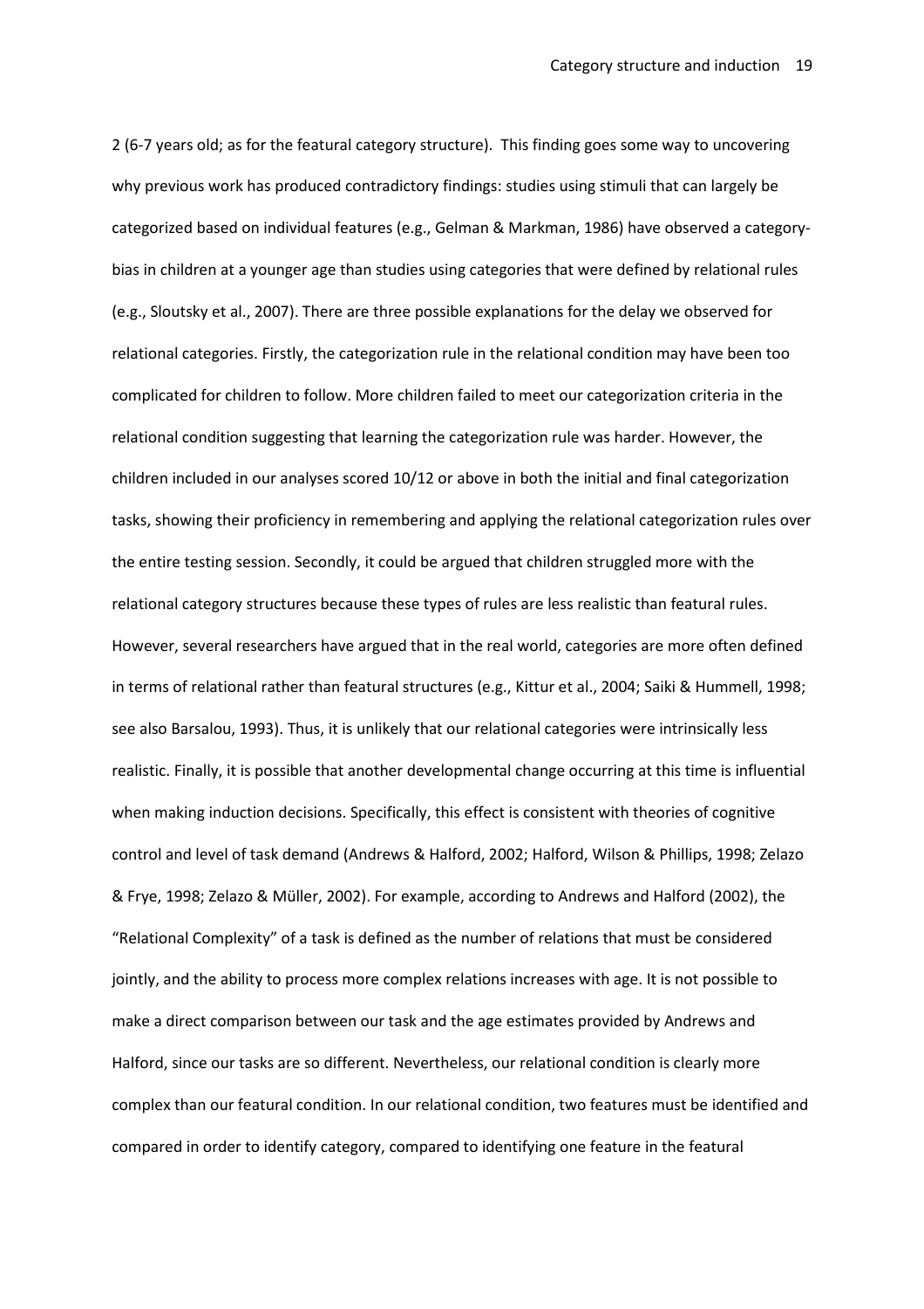2 (6-7 years old; as for the featural category structure). This finding goes some way to uncovering why previous work has produced contradictory findings: studies using stimuli that can largely be categorized based on individual features (e.g., Gelman & Markman, 1986) have observed a category-bias in children at a younger age than studies using categories that were defined by relational rules (e.g., Sloutsky et al., 2007). There are three possible explanations for the delay we observed for relational categories. Firstly, the categorization rule in the relational condition may have been too complicated for children to follow. More children failed to meet our categorization criteria in the relational condition suggesting that learning the categorization rule was harder. However, the children included in our analyses scored 10/12 or above in both the initial and final categorization tasks, showing their proficiency in remembering and applying the relational categorization rules over the entire testing session. Secondly, it could be argued that children struggled more with the relational category structures because these types of rules are less realistic than featural rules. However, several researchers have argued that in the real world, categories are more often defined in terms of relational rather than featural structures (e.g., Kittur et al., 2004; Saiki & Hummell, 1998; see also Barsalou, 1993). Thus, it is unlikely that our relational categories were intrinsically less realistic. Finally, it is possible that another developmental change occurring at this time is influential when making induction decisions. Specifically, this effect is consistent with theories of cognitive control and level of task demand (Andrews & Halford, 2002; Halford, Wilson & Phillips, 1998; Zelazo & Frye, 1998; Zelazo & Müller, 2002). For example, according to Andrews and Halford (2002), the "Relational Complexity" of a task is defined as the number of relations that must be considered jointly, and the ability to process more complex relations increases with age. It is not possible to make a direct comparison between our task and the age estimates provided by Andrews and Halford, since our tasks are so different. Nevertheless, our relational condition is clearly more complex than our featural condition. In our relational condition, two features must be identified and compared in order to identify category, compared to identifying one feature in the featural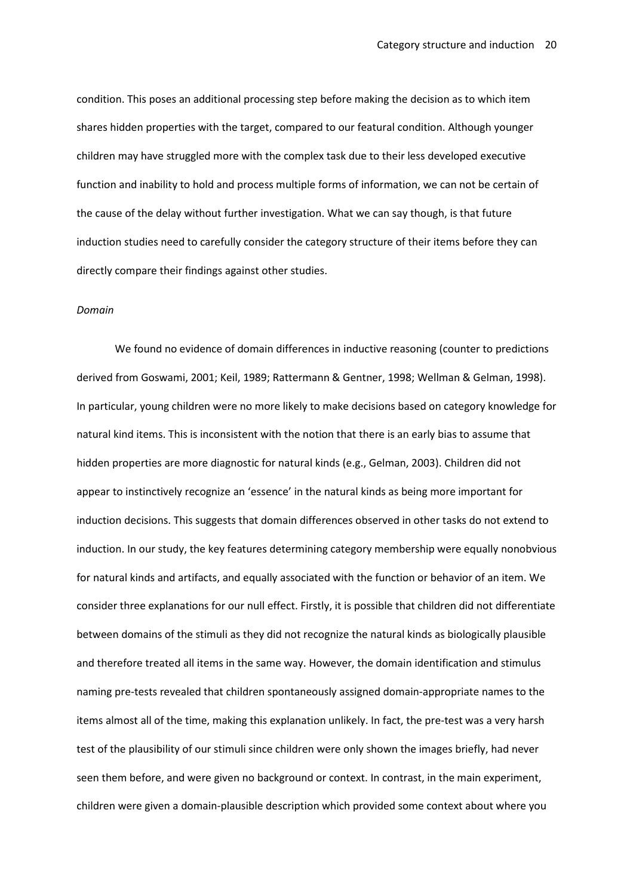condition. This poses an additional processing step before making the decision as to which item shares hidden properties with the target, compared to our featural condition. Although younger children may have struggled more with the complex task due to their less developed executive function and inability to hold and process multiple forms of information, we can not be certain of the cause of the delay without further investigation. What we can say though, is that future induction studies need to carefully consider the category structure of their items before they can directly compare their findings against other studies.

*Domain*

We found no evidence of domain differences in inductive reasoning (counter to predictions derived from Goswami, 2001; Keil, 1989; Rattermann & Gentner, 1998; Wellman & Gelman, 1998). In particular, young children were no more likely to make decisions based on category knowledge for natural kind items. This is inconsistent with the notion that there is an early bias to assume that hidden properties are more diagnostic for natural kinds (e.g., Gelman, 2003). Children did not appear to instinctively recognize an 'essence' in the natural kinds as being more important for induction decisions. This suggests that domain differences observed in other tasks do not extend to induction. In our study, the key features determining category membership were equally nonobvious for natural kinds and artifacts, and equally associated with the function or behavior of an item. We consider three explanations for our null effect. Firstly, it is possible that children did not differentiate between domains of the stimuli as they did not recognize the natural kinds as biologically plausible and therefore treated all items in the same way. However, the domain identification and stimulus naming pre-tests revealed that children spontaneously assigned domain-appropriate names to the items almost all of the time, making this explanation unlikely. In fact, the pre-test was a very harsh test of the plausibility of our stimuli since children were only shown the images briefly, had never seen them before, and were given no background or context. In contrast, in the main experiment, children were given a domain-plausible description which provided some context about where you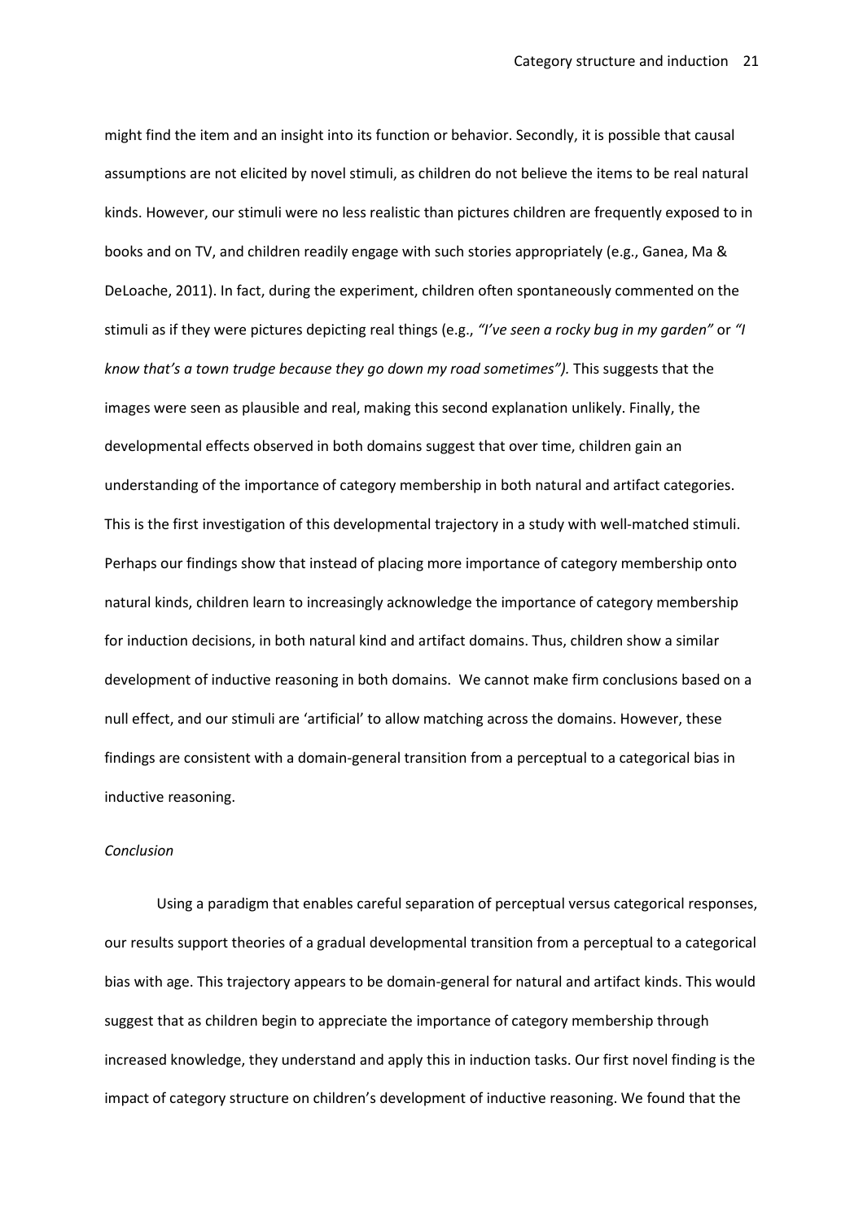might find the item and an insight into its function or behavior. Secondly, it is possible that causal assumptions are not elicited by novel stimuli, as children do not believe the items to be real natural kinds. However, our stimuli were no less realistic than pictures children are frequently exposed to in books and on TV, and children readily engage with such stories appropriately (e.g., Ganea, Ma & DeLoache, 2011). In fact, during the experiment, children often spontaneously commented on the stimuli as if they were pictures depicting real things (e.g., *"I've seen a rocky bug in my garden"* or *"I know that's a town trudge because they go down my road sometimes").* This suggests that the images were seen as plausible and real, making this second explanation unlikely. Finally, the developmental effects observed in both domains suggest that over time, children gain an understanding of the importance of category membership in both natural and artifact categories. This is the first investigation of this developmental trajectory in a study with well-matched stimuli. Perhaps our findings show that instead of placing more importance of category membership onto natural kinds, children learn to increasingly acknowledge the importance of category membership for induction decisions, in both natural kind and artifact domains. Thus, children show a similar development of inductive reasoning in both domains. We cannot make firm conclusions based on a null effect, and our stimuli are 'artificial' to allow matching across the domains. However, these findings are consistent with a domain-general transition from a perceptual to a categorical bias in inductive reasoning.

*Conclusion*

Using a paradigm that enables careful separation of perceptual versus categorical responses, our results support theories of a gradual developmental transition from a perceptual to a categorical bias with age. This trajectory appears to be domain-general for natural and artifact kinds. This would suggest that as children begin to appreciate the importance of category membership through increased knowledge, they understand and apply this in induction tasks. Our first novel finding is the impact of category structure on children's development of inductive reasoning. We found that the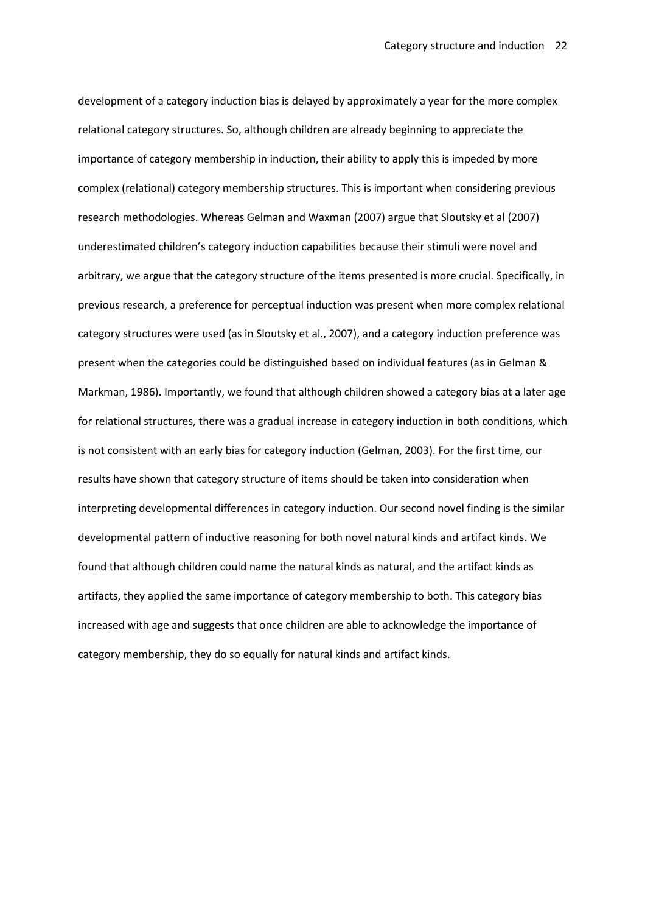development of a category induction bias is delayed by approximately a year for the more complex relational category structures. So, although children are already beginning to appreciate the importance of category membership in induction, their ability to apply this is impeded by more complex (relational) category membership structures. This is important when considering previous research methodologies. Whereas Gelman and Waxman (2007) argue that Sloutsky et al (2007) underestimated children's category induction capabilities because their stimuli were novel and arbitrary, we argue that the category structure of the items presented is more crucial. Specifically, in previous research, a preference for perceptual induction was present when more complex relational category structures were used (as in Sloutsky et al., 2007), and a category induction preference was present when the categories could be distinguished based on individual features (as in Gelman & Markman, 1986). Importantly, we found that although children showed a category bias at a later age for relational structures, there was a gradual increase in category induction in both conditions, which is not consistent with an early bias for category induction (Gelman, 2003). For the first time, our results have shown that category structure of items should be taken into consideration when interpreting developmental differences in category induction. Our second novel finding is the similar developmental pattern of inductive reasoning for both novel natural kinds and artifact kinds. We found that although children could name the natural kinds as natural, and the artifact kinds as artifacts, they applied the same importance of category membership to both. This category bias increased with age and suggests that once children are able to acknowledge the importance of category membership, they do so equally for natural kinds and artifact kinds.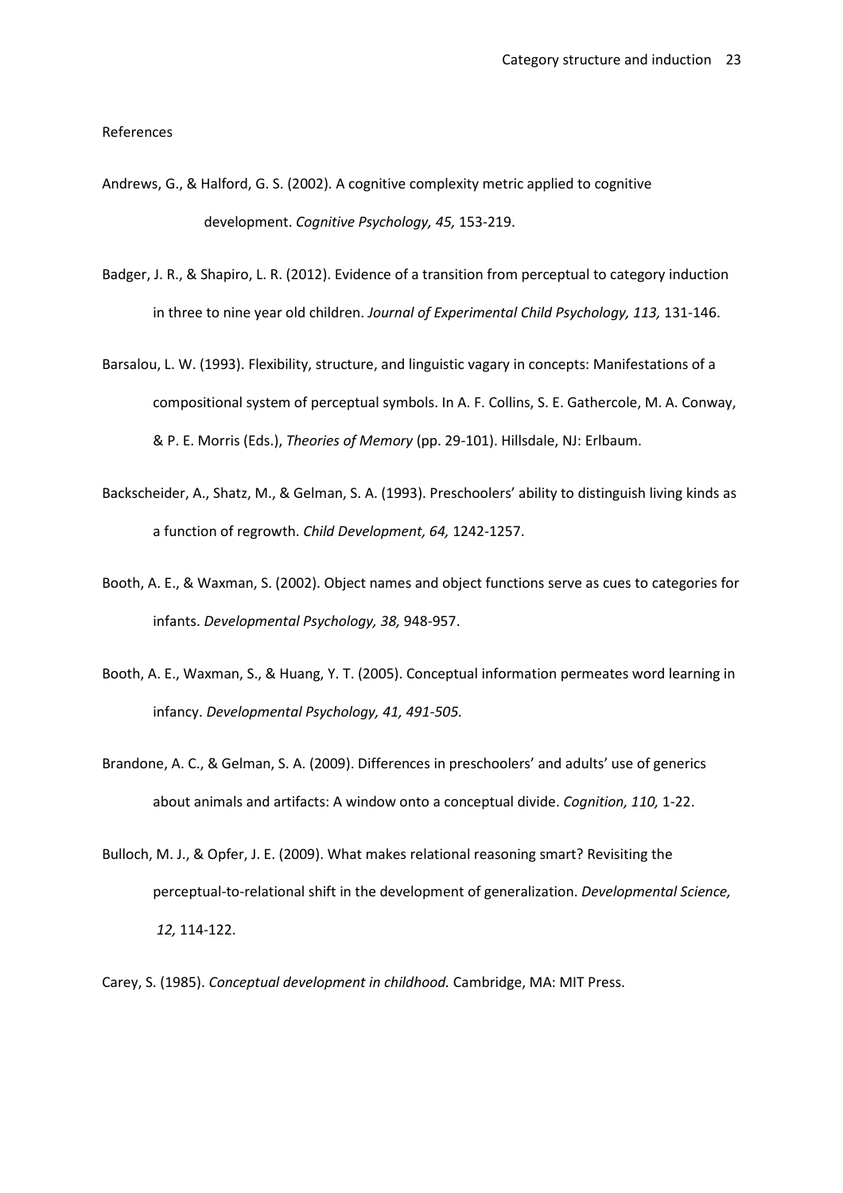References

Andrews, G., & Halford, G. S. (2002). A cognitive complexity metric applied to cognitive development. *Cognitive Psychology, 45,* 153-219.

Badger, J. R., & Shapiro, L. R. (2012). Evidence of a transition from perceptual to category induction in three to nine year old children. *Journal of Experimental Child Psychology, 113,* 131-146.

Barsalou, L. W. (1993). Flexibility, structure, and linguistic vagary in concepts: Manifestations of a compositional system of perceptual symbols. In A. F. Collins, S. E. Gathercole, M. A. Conway, & P. E. Morris (Eds.), *Theories of Memory* (pp. 29-101). Hillsdale, NJ: Erlbaum.

Backscheider, A., Shatz, M., & Gelman, S. A. (1993). Preschoolers' ability to distinguish living kinds as a function of regrowth. *Child Development, 64,* 1242-1257.

Booth, A. E., & Waxman, S. (2002). Object names and object functions serve as cues to categories for infants. *Developmental Psychology, 38,* 948-957.

Booth, A. E., Waxman, S., & Huang, Y. T. (2005). Conceptual information permeates word learning in infancy. *Developmental Psychology, 41, 491-505*.

Brandone, A. C., & Gelman, S. A. (2009). Differences in preschoolers' and adults' use of generics about animals and artifacts: A window onto a conceptual divide. *Cognition, 110,* 1-22.

Bulloch, M. J., & Opfer, J. E. (2009). What makes relational reasoning smart? Revisiting the perceptual-to-relational shift in the development of generalization. *Developmental Science, 12,* 114-122.

Carey, S. (1985). *Conceptual development in childhood.* Cambridge, MA: MIT Press.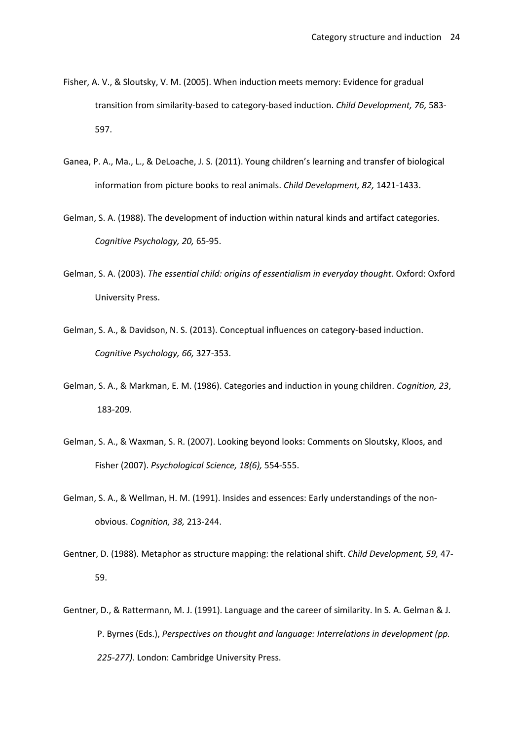Fisher, A. V., & Sloutsky, V. M. (2005). When induction meets memory: Evidence for gradual transition from similarity-based to category-based induction. *Child Development, 76,* 583-597.

Ganea, P. A., Ma., L., & DeLoache, J. S. (2011). Young children's learning and transfer of biological information from picture books to real animals. *Child Development, 82,* 1421-1433.

Gelman, S. A. (1988). The development of induction within natural kinds and artifact categories. *Cognitive Psychology, 20,* 65-95.

Gelman, S. A. (2003). *The essential child: origins of essentialism in everyday thought.* Oxford: Oxford University Press.

Gelman, S. A., & Davidson, N. S. (2013). Conceptual influences on category-based induction. *Cognitive Psychology, 66,* 327-353.

Gelman, S. A., & Markman, E. M. (1986). Categories and induction in young children. *Cognition, 23*, 183-209.

Gelman, S. A., & Waxman, S. R. (2007). Looking beyond looks: Comments on Sloutsky, Kloos, and Fisher (2007). *Psychological Science, 18(6),* 554-555.

Gelman, S. A., & Wellman, H. M. (1991). Insides and essences: Early understandings of the non-obvious. *Cognition, 38,* 213-244.

Gentner, D. (1988). Metaphor as structure mapping: the relational shift. *Child Development, 59,* 47-59.

Gentner, D., & Rattermann, M. J. (1991). Language and the career of similarity. In S. A. Gelman & J. P. Byrnes (Eds.), *Perspectives on thought and language: Interrelations in development (pp. 225-277)*. London: Cambridge University Press.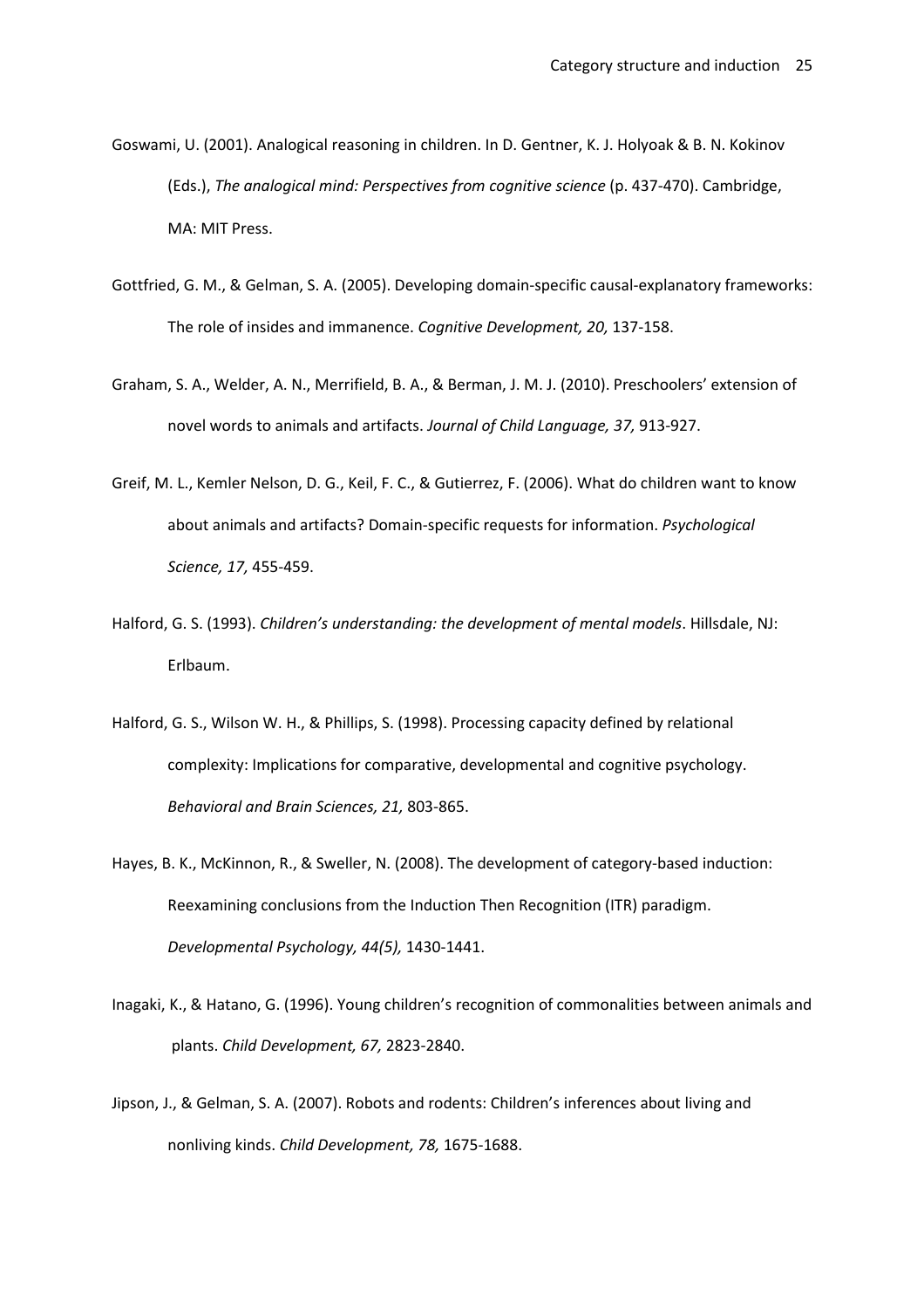Goswami, U. (2001). Analogical reasoning in children. In D. Gentner, K. J. Holyoak & B. N. Kokinov (Eds.), *The analogical mind: Perspectives from cognitive science* (p. 437-470). Cambridge, MA: MIT Press.

Gottfried, G. M., & Gelman, S. A. (2005). Developing domain-specific causal-explanatory frameworks: The role of insides and immanence. *Cognitive Development, 20,* 137-158.

Graham, S. A., Welder, A. N., Merrifield, B. A., & Berman, J. M. J. (2010). Preschoolers' extension of novel words to animals and artifacts. *Journal of Child Language, 37,* 913-927.

Greif, M. L., Kemler Nelson, D. G., Keil, F. C., & Gutierrez, F. (2006). What do children want to know about animals and artifacts? Domain-specific requests for information. *Psychological Science, 17,* 455-459.

Halford, G. S. (1993). *Children's understanding: the development of mental models*. Hillsdale, NJ: Erlbaum.

Halford, G. S., Wilson W. H., & Phillips, S. (1998). Processing capacity defined by relational complexity: Implications for comparative, developmental and cognitive psychology. *Behavioral and Brain Sciences, 21,* 803-865.

Hayes, B. K., McKinnon, R., & Sweller, N. (2008). The development of category-based induction: Reexamining conclusions from the Induction Then Recognition (ITR) paradigm. *Developmental Psychology, 44(5),* 1430-1441.

Inagaki, K., & Hatano, G. (1996). Young children's recognition of commonalities between animals and plants. *Child Development, 67,* 2823-2840.

Jipson, J., & Gelman, S. A. (2007). Robots and rodents: Children's inferences about living and nonliving kinds. *Child Development, 78,* 1675-1688.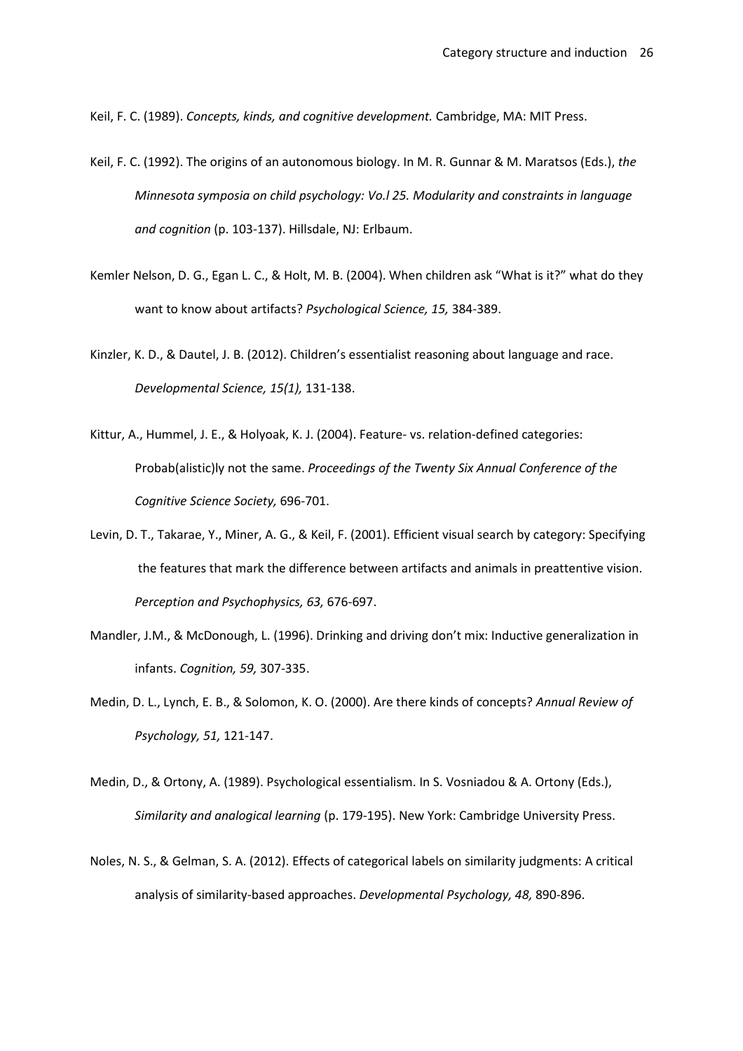Keil, F. C. (1989). *Concepts, kinds, and cognitive development.* Cambridge, MA: MIT Press.

Keil, F. C. (1992). The origins of an autonomous biology. In M. R. Gunnar & M. Maratsos (Eds.), *the Minnesota symposia on child psychology: Vo.l 25. Modularity and constraints in language and cognition* (p. 103-137). Hillsdale, NJ: Erlbaum.

Kemler Nelson, D. G., Egan L. C., & Holt, M. B. (2004). When children ask "What is it?" what do they want to know about artifacts? *Psychological Science, 15,* 384-389.

Kinzler, K. D., & Dautel, J. B. (2012). Children's essentialist reasoning about language and race. *Developmental Science, 15(1),* 131-138.

Kittur, A., Hummel, J. E., & Holyoak, K. J. (2004). Feature- vs. relation-defined categories: Probab(alistic)ly not the same. *Proceedings of the Twenty Six Annual Conference of the Cognitive Science Society,* 696-701.

Levin, D. T., Takarae, Y., Miner, A. G., & Keil, F. (2001). Efficient visual search by category: Specifying the features that mark the difference between artifacts and animals in preattentive vision. *Perception and Psychophysics, 63,* 676-697.

Mandler, J.M., & McDonough, L. (1996). Drinking and driving don't mix: Inductive generalization in infants. *Cognition, 59,* 307-335.

Medin, D. L., Lynch, E. B., & Solomon, K. O. (2000). Are there kinds of concepts? *Annual Review of Psychology, 51,* 121-147.

Medin, D., & Ortony, A. (1989). Psychological essentialism. In S. Vosniadou & A. Ortony (Eds.), *Similarity and analogical learning* (p. 179-195). New York: Cambridge University Press.

Noles, N. S., & Gelman, S. A. (2012). Effects of categorical labels on similarity judgments: A critical analysis of similarity-based approaches. *Developmental Psychology, 48,* 890-896.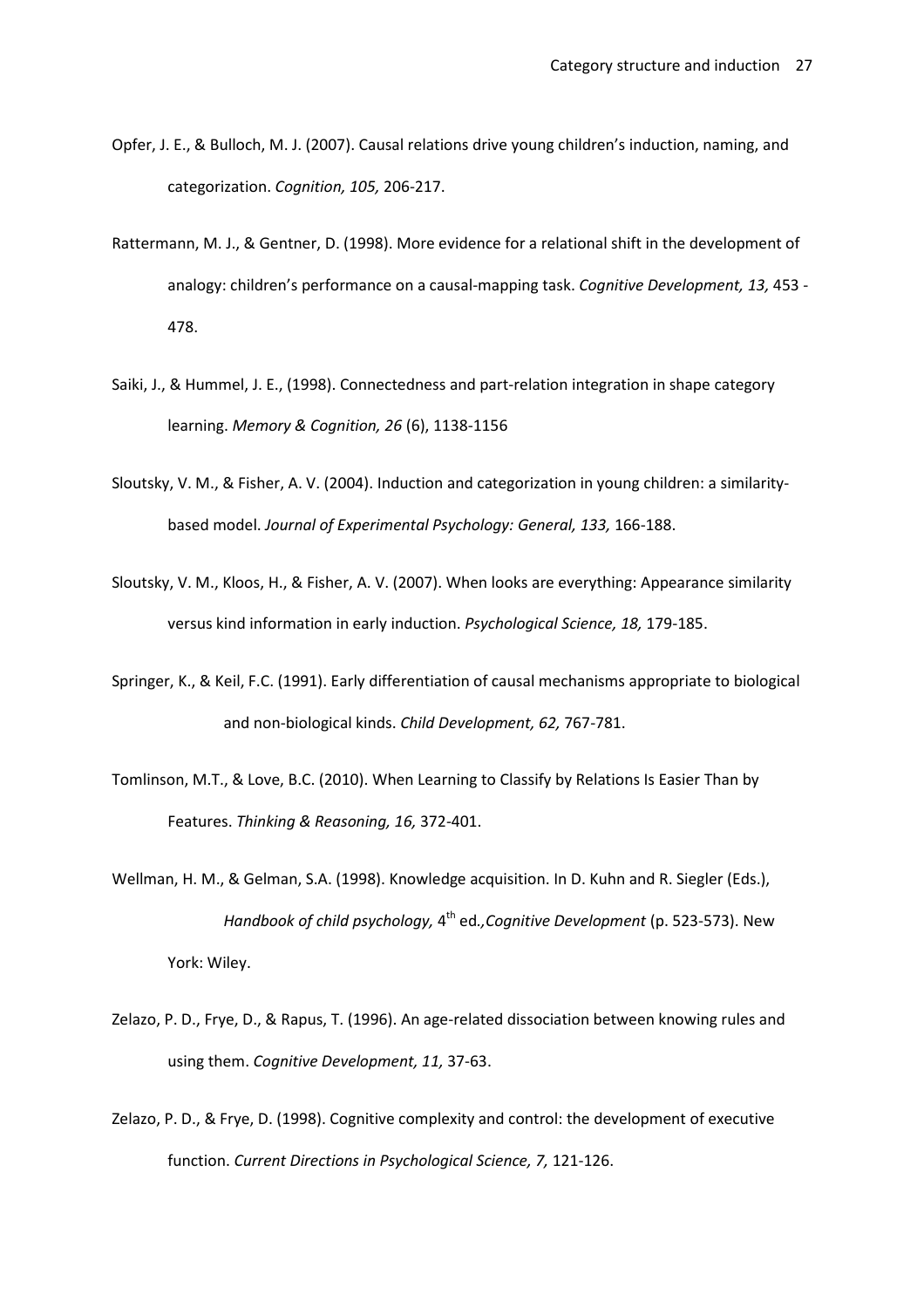Opfer, J. E., & Bulloch, M. J. (2007). Causal relations drive young children's induction, naming, and categorization. *Cognition, 105,* 206-217.

Rattermann, M. J., & Gentner, D. (1998). More evidence for a relational shift in the development of analogy: children's performance on a causal-mapping task. *Cognitive Development, 13,* 453 - 478.

Saiki, J., & Hummel, J. E., (1998). Connectedness and part-relation integration in shape category learning. *Memory & Cognition, 26* (6), 1138-1156

Sloutsky, V. M., & Fisher, A. V. (2004). Induction and categorization in young children: a similarity-based model. *Journal of Experimental Psychology: General, 133,* 166-188.

Sloutsky, V. M., Kloos, H., & Fisher, A. V. (2007). When looks are everything: Appearance similarity versus kind information in early induction. *Psychological Science, 18,* 179-185.

Springer, K., & Keil, F.C. (1991). Early differentiation of causal mechanisms appropriate to biological and non-biological kinds. *Child Development, 62,* 767-781.

Tomlinson, M.T., & Love, B.C. (2010). When Learning to Classify by Relations Is Easier Than by Features. *Thinking & Reasoning, 16,* 372-401.

Wellman, H. M., & Gelman, S.A. (1998). Knowledge acquisition. In D. Kuhn and R. Siegler (Eds.), *Handbook of child psychology,* 4th ed.*,Cognitive Development* (p. 523-573). New York: Wiley.

Zelazo, P. D., Frye, D., & Rapus, T. (1996). An age-related dissociation between knowing rules and using them. *Cognitive Development, 11,* 37-63.

Zelazo, P. D., & Frye, D. (1998). Cognitive complexity and control: the development of executive function. *Current Directions in Psychological Science, 7,* 121-126.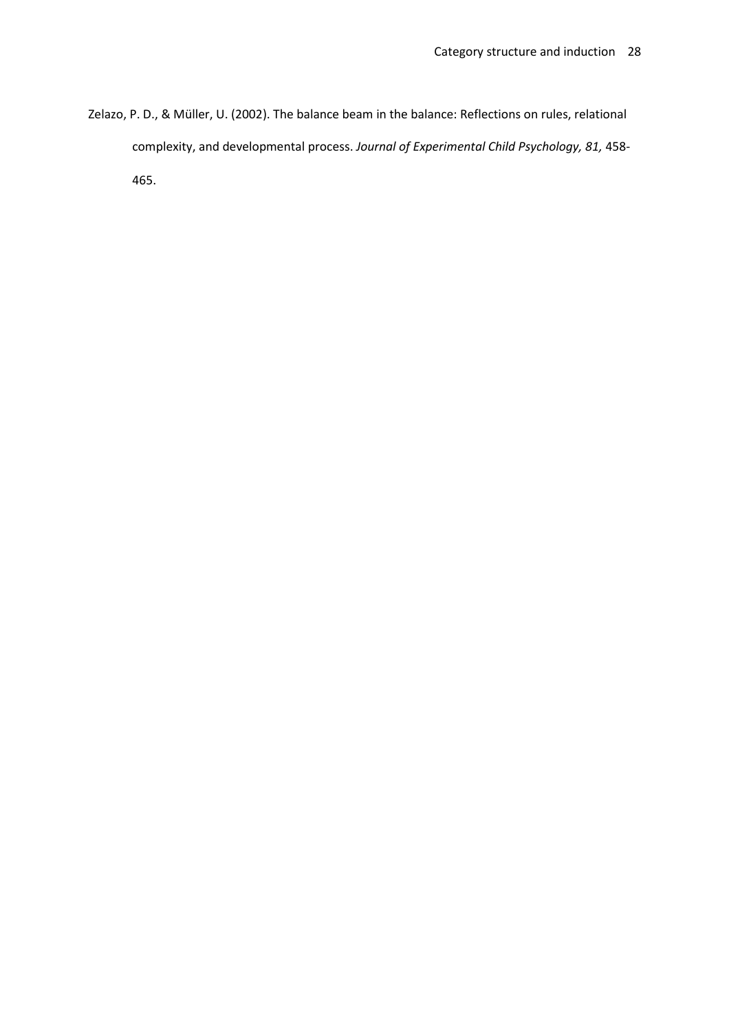Zelazo, P. D., & Müller, U. (2002). The balance beam in the balance: Reflections on rules, relational complexity, and developmental process. *Journal of Experimental Child Psychology, 81,* 458-465.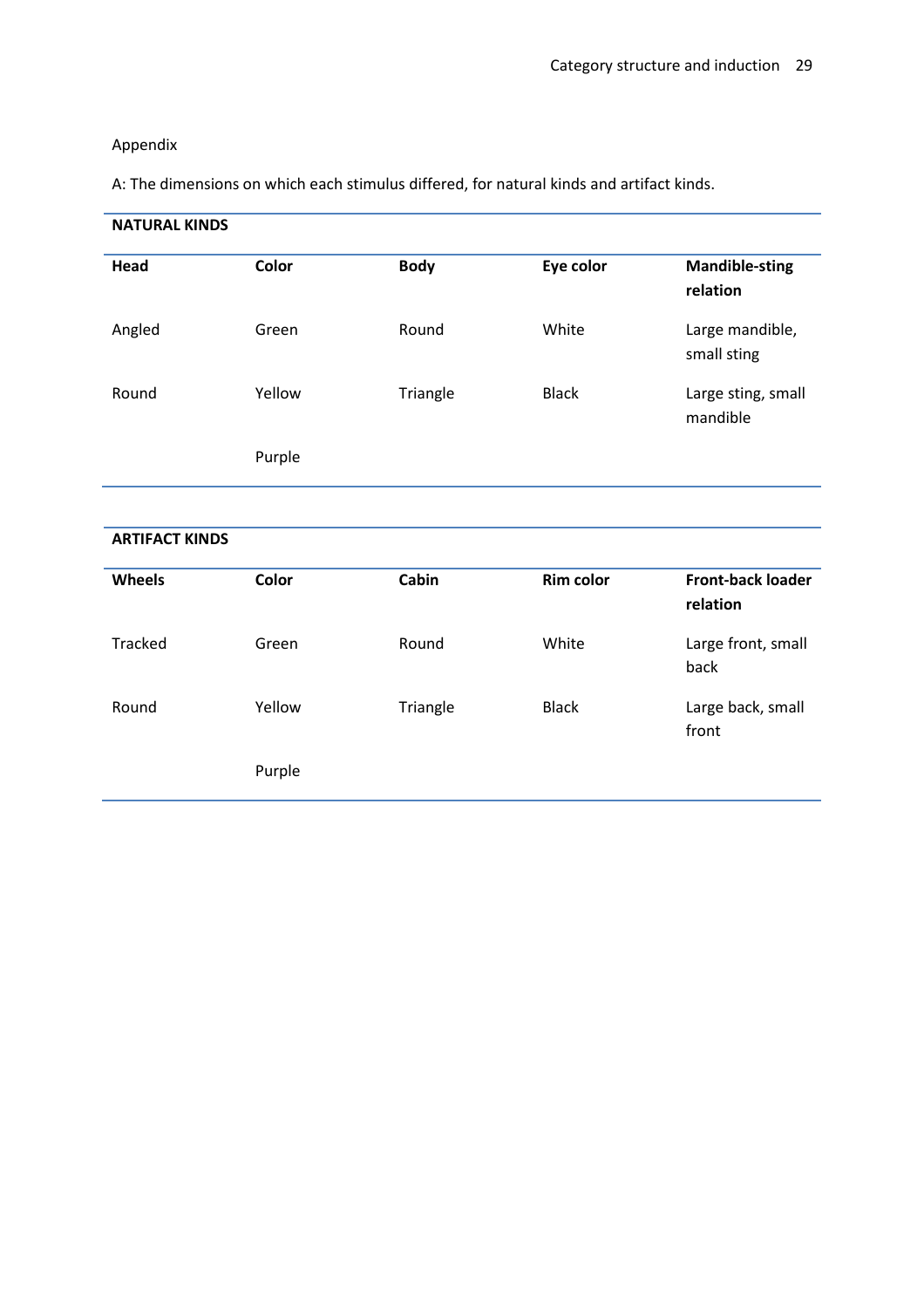Appendix

A: The dimensions on which each stimulus differed, for natural kinds and artifact kinds.

**NATURAL KINDS**

| **Head** | **Color** | **Body** | **Eye color** | **Mandible-sting relation** |
|---|---|---|---|---|
| Angled | Green | Round | White | Large mandible, small sting |
| Round | Yellow | Triangle | Black | Large sting, small mandible |
| | Purple | | | |

**ARTIFACT KINDS**

| **Wheels** | **Color** | **Cabin** | **Rim color** | **Front-back loader relation** |
|---|---|---|---|---|
| Tracked | Green | Round | White | Large front, small back |
| Round | Yellow | Triangle | Black | Large back, small front |
| | Purple | | | |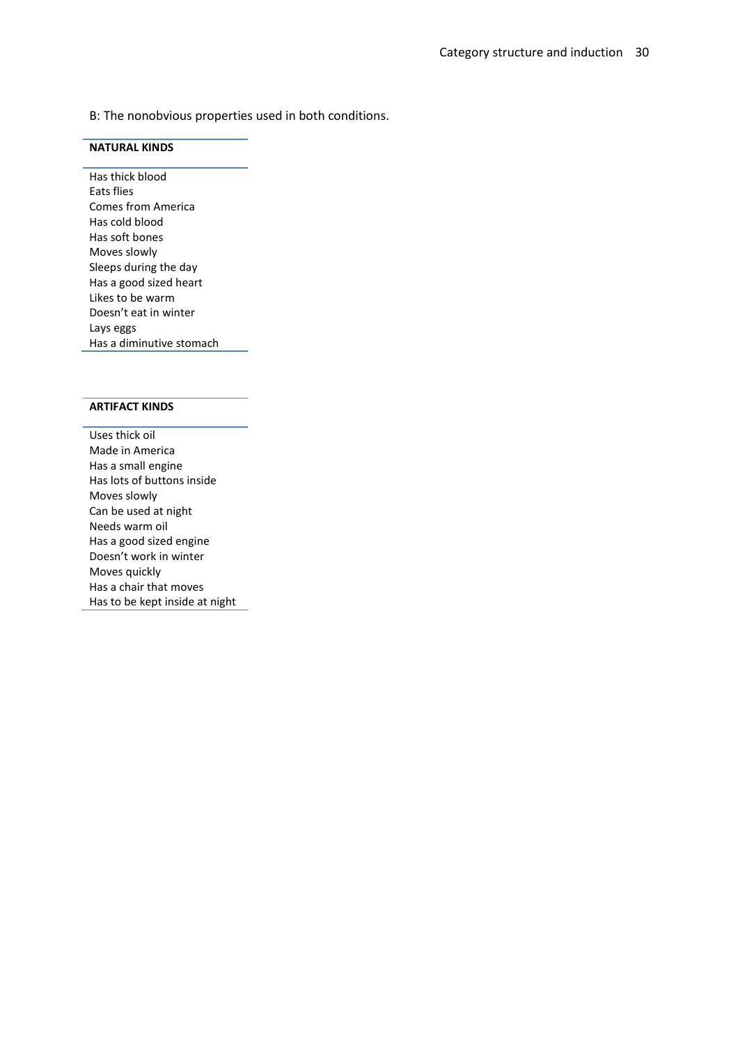B: The nonobvious properties used in both conditions.

| NATURAL KINDS |
| --- |
| Has thick blood |
| Eats flies |
| Comes from America |
| Has cold blood |
| Has soft bones |
| Moves slowly |
| Sleeps during the day |
| Has a good sized heart |
| Likes to be warm |
| Doesn't eat in winter |
| Lays eggs |
| Has a diminutive stomach |

| ARTIFACT KINDS |
| --- |
| Uses thick oil |
| Made in America |
| Has a small engine |
| Has lots of buttons inside |
| Moves slowly |
| Can be used at night |
| Needs warm oil |
| Has a good sized engine |
| Doesn't work in winter |
| Moves quickly |
| Has a chair that moves |
| Has to be kept inside at night |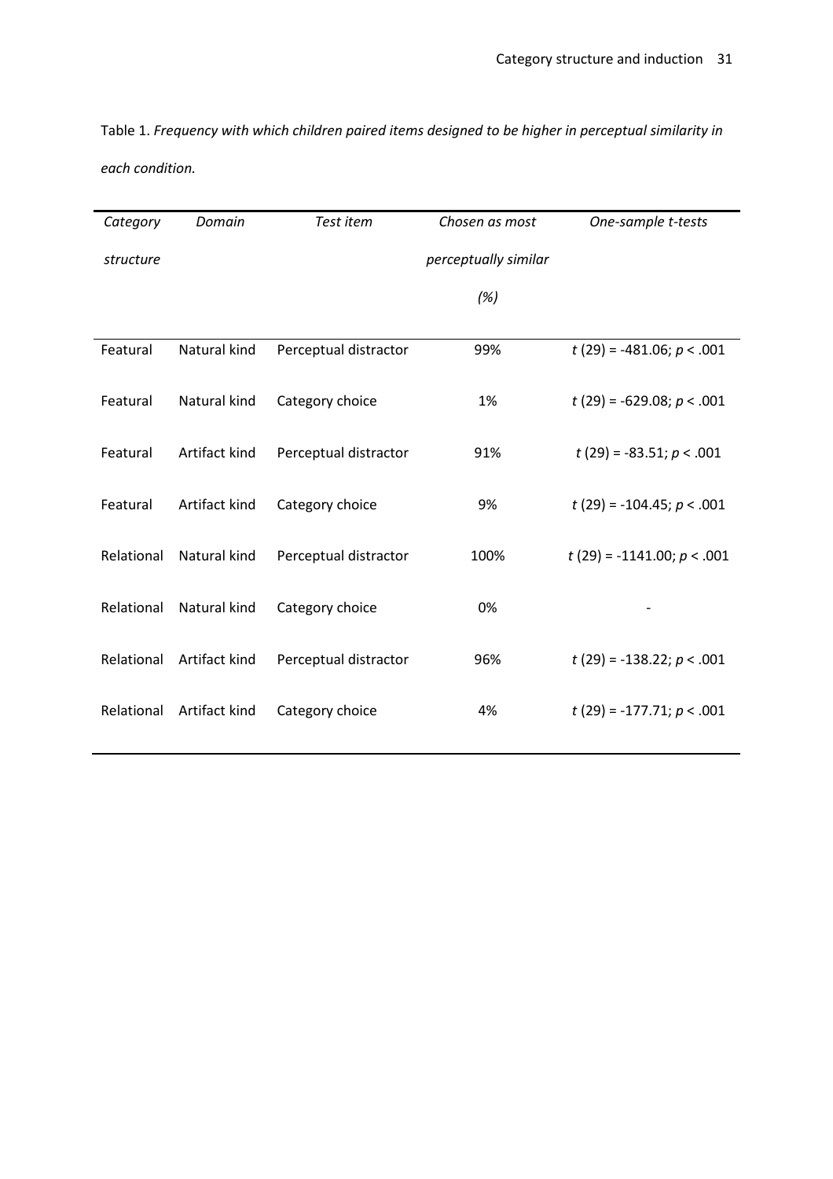Table 1. *Frequency with which children paired items designed to be higher in perceptual similarity in each condition.*

| *Category structure* | *Domain* | *Test item* | *Chosen as most perceptually similar (%)* | *One-sample t-tests* |
|---|---|---|---|---|
| Featural | Natural kind | Perceptual distractor | 99% | $t$ (29) = -481.06; $p < .001$ |
| Featural | Natural kind | Category choice | 1% | $t$ (29) = -629.08; $p < .001$ |
| Featural | Artifact kind | Perceptual distractor | 91% | $t$ (29) = -83.51; $p < .001$ |
| Featural | Artifact kind | Category choice | 9% | $t$ (29) = -104.45; $p < .001$ |
| Relational | Natural kind | Perceptual distractor | 100% | $t$ (29) = -1141.00; $p < .001$ |
| Relational | Natural kind | Category choice | 0% | - |
| Relational | Artifact kind | Perceptual distractor | 96% | $t$ (29) = -138.22; $p < .001$ |
| Relational | Artifact kind | Category choice | 4% | $t$ (29) = -177.71; $p < .001$ |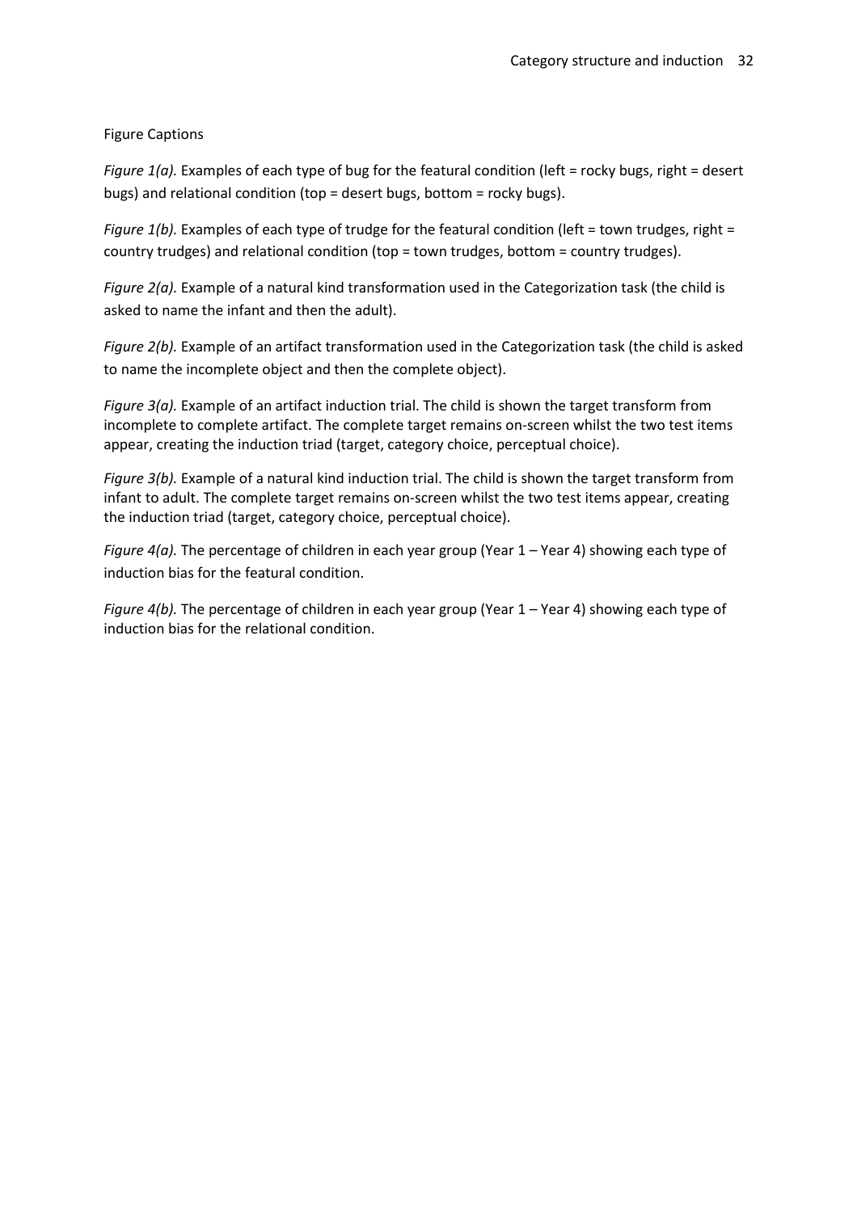Figure Captions

*Figure 1(a).* Examples of each type of bug for the featural condition (left = rocky bugs, right = desert bugs) and relational condition (top = desert bugs, bottom = rocky bugs).

*Figure 1(b).* Examples of each type of trudge for the featural condition (left = town trudges, right = country trudges) and relational condition (top = town trudges, bottom = country trudges).

*Figure 2(a).* Example of a natural kind transformation used in the Categorization task (the child is asked to name the infant and then the adult).

*Figure 2(b).* Example of an artifact transformation used in the Categorization task (the child is asked to name the incomplete object and then the complete object).

*Figure 3(a).* Example of an artifact induction trial. The child is shown the target transform from incomplete to complete artifact. The complete target remains on-screen whilst the two test items appear, creating the induction triad (target, category choice, perceptual choice).

*Figure 3(b).* Example of a natural kind induction trial. The child is shown the target transform from infant to adult. The complete target remains on-screen whilst the two test items appear, creating the induction triad (target, category choice, perceptual choice).

*Figure 4(a).* The percentage of children in each year group (Year 1 – Year 4) showing each type of induction bias for the featural condition.

*Figure 4(b).* The percentage of children in each year group (Year 1 – Year 4) showing each type of induction bias for the relational condition.